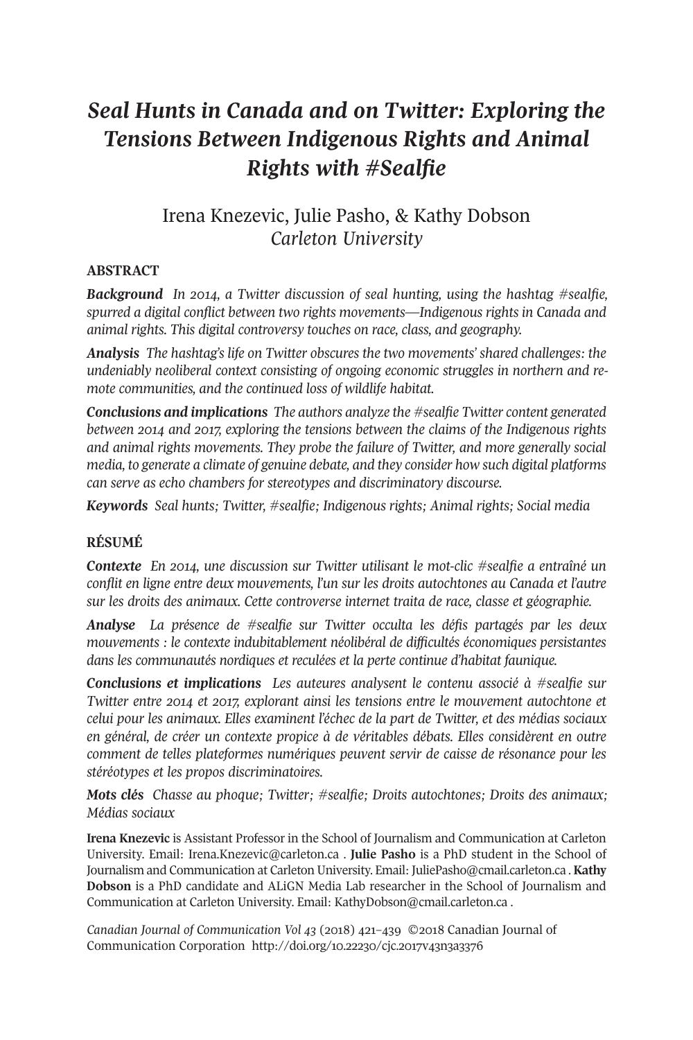# *Seal Hunts in Canada and on Twitter: Exploring the Tensions Between Indigenous Rights and Animal Rights with #Sealfie*

Irena Knezevic, Julie Pasho, & Kathy Dobson
*Carleton University*

## ABSTRACT

***Background*** *In 2014, a Twitter discussion of seal hunting, using the hashtag #sealfie, spurred a digital conflict between two rights movements—Indigenous rights in Canada and animal rights. This digital controversy touches on race, class, and geography.*

***Analysis*** *The hashtag's life on Twitter obscures the two movements' shared challenges: the undeniably neoliberal context consisting of ongoing economic struggles in northern and remote communities, and the continued loss of wildlife habitat.*

***Conclusions and implications*** *The authors analyze the #sealfie Twitter content generated between 2014 and 2017, exploring the tensions between the claims of the Indigenous rights and animal rights movements. They probe the failure of Twitter, and more generally social media, to generate a climate of genuine debate, and they consider how such digital platforms can serve as echo chambers for stereotypes and discriminatory discourse.*

***Keywords*** *Seal hunts; Twitter, #sealfie; Indigenous rights; Animal rights; Social media*

## RÉSUMÉ

***Contexte*** *En 2014, une discussion sur Twitter utilisant le mot-clic #sealfie a entraîné un conflit en ligne entre deux mouvements, l'un sur les droits autochtones au Canada et l'autre sur les droits des animaux. Cette controverse internet traita de race, classe et géographie.*

***Analyse*** *La présence de #sealfie sur Twitter occulta les défis partagés par les deux mouvements : le contexte indubitablement néolibéral de difficultés économiques persistantes dans les communautés nordiques et reculées et la perte continue d'habitat faunique.*

***Conclusions et implications*** *Les auteures analysent le contenu associé à #sealfie sur Twitter entre 2014 et 2017, explorant ainsi les tensions entre le mouvement autochtone et celui pour les animaux. Elles examinent l'échec de la part de Twitter, et des médias sociaux en général, de créer un contexte propice à de véritables débats. Elles considèrent en outre comment de telles plateformes numériques peuvent servir de caisse de résonance pour les stéréotypes et les propos discriminatoires.*

***Mots clés*** *Chasse au phoque; Twitter; #sealfie; Droits autochtones; Droits des animaux; Médias sociaux*

**Irena Knezevic** is Assistant Professor in the School of Journalism and Communication at Carleton University. Email: Irena.Knezevic@carleton.ca . **Julie Pasho** is a PhD student in the School of Journalism and Communication at Carleton University. Email: JuliePasho@cmail.carleton.ca . **Kathy Dobson** is a PhD candidate and ALiGN Media Lab researcher in the School of Journalism and Communication at Carleton University. Email: KathyDobson@cmail.carleton.ca .

*Canadian Journal of Communication Vol 43* (2018) 421–439 ©2018 Canadian Journal of Communication Corporation http://doi.org/10.22230/cjc.2017v43n3a3376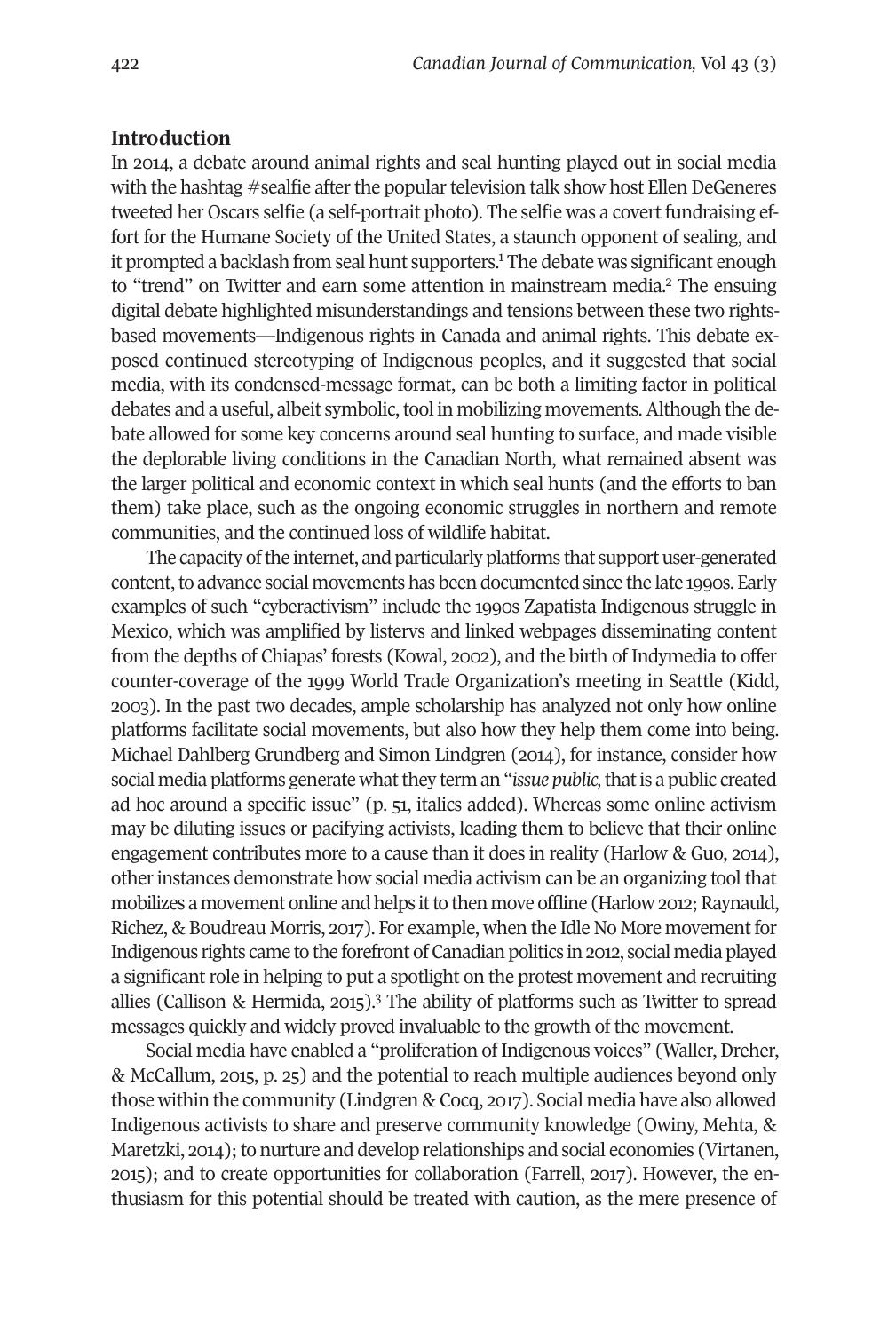## Introduction

In 2014, a debate around animal rights and seal hunting played out in social media with the hashtag #sealfie after the popular television talk show host Ellen DeGeneres tweeted her Oscars selfie (a self-portrait photo). The selfie was a covert fundraising effort for the Humane Society of the United States, a staunch opponent of sealing, and it prompted a backlash from seal hunt supporters.[1] The debate was significant enough to "trend" on Twitter and earn some attention in mainstream media.[2] The ensuing digital debate highlighted misunderstandings and tensions between these two rights-based movements—Indigenous rights in Canada and animal rights. This debate exposed continued stereotyping of Indigenous peoples, and it suggested that social media, with its condensed-message format, can be both a limiting factor in political debates and a useful, albeit symbolic, tool in mobilizing movements. Although the debate allowed for some key concerns around seal hunting to surface, and made visible the deplorable living conditions in the Canadian North, what remained absent was the larger political and economic context in which seal hunts (and the efforts to ban them) take place, such as the ongoing economic struggles in northern and remote communities, and the continued loss of wildlife habitat.

The capacity of the internet, and particularly platforms that support user-generated content, to advance social movements has been documented since the late 1990s. Early examples of such "cyberactivism" include the 1990s Zapatista Indigenous struggle in Mexico, which was amplified by listervs and linked webpages disseminating content from the depths of Chiapas' forests (Kowal, 2002), and the birth of Indymedia to offer counter-coverage of the 1999 World Trade Organization's meeting in Seattle (Kidd, 2003). In the past two decades, ample scholarship has analyzed not only how online platforms facilitate social movements, but also how they help them come into being. Michael Dahlberg Grundberg and Simon Lindgren (2014), for instance, consider how social media platforms generate what they term an "*issue public,* that is a public created ad hoc around a specific issue" (p. 51, italics added). Whereas some online activism may be diluting issues or pacifying activists, leading them to believe that their online engagement contributes more to a cause than it does in reality (Harlow & Guo, 2014), other instances demonstrate how social media activism can be an organizing tool that mobilizes a movement online and helps it to then move offline (Harlow 2012; Raynauld, Richez, & Boudreau Morris, 2017). For example, when the Idle No More movement for Indigenous rights came to the forefront of Canadian politics in 2012, social media played a significant role in helping to put a spotlight on the protest movement and recruiting allies (Callison & Hermida, 2015).[3] The ability of platforms such as Twitter to spread messages quickly and widely proved invaluable to the growth of the movement.

Social media have enabled a "proliferation of Indigenous voices" (Waller, Dreher, & McCallum, 2015, p. 25) and the potential to reach multiple audiences beyond only those within the community (Lindgren & Cocq, 2017). Social media have also allowed Indigenous activists to share and preserve community knowledge (Owiny, Mehta, & Maretzki, 2014); to nurture and develop relationships and social economies (Virtanen, 2015); and to create opportunities for collaboration (Farrell, 2017). However, the enthusiasm for this potential should be treated with caution, as the mere presence of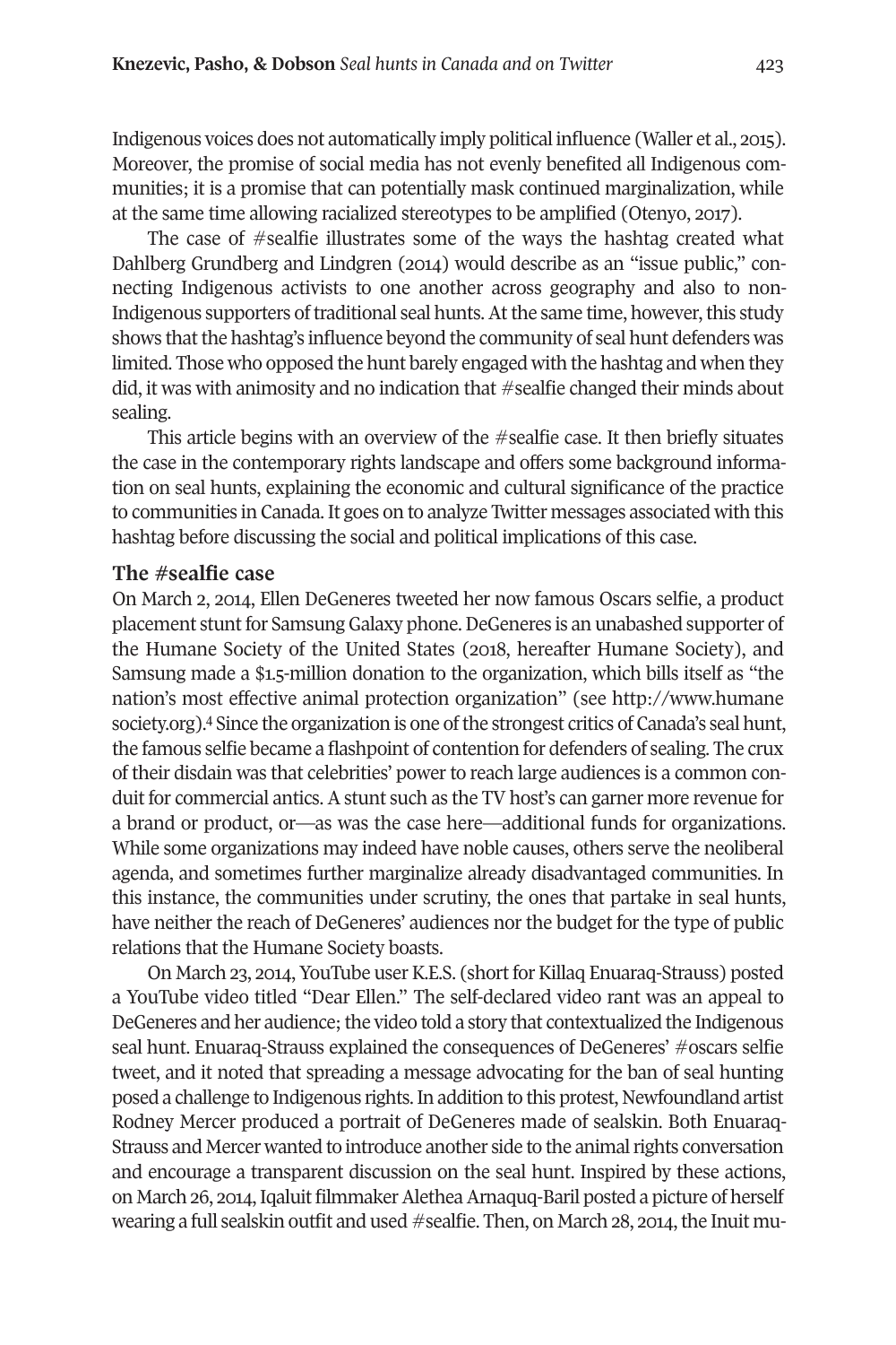Indigenous voices does not automatically imply political influence (Waller et al., 2015). Moreover, the promise of social media has not evenly benefited all Indigenous communities; it is a promise that can potentially mask continued marginalization, while at the same time allowing racialized stereotypes to be amplified (Otenyo, 2017).

The case of #sealfie illustrates some of the ways the hashtag created what Dahlberg Grundberg and Lindgren (2014) would describe as an "issue public," connecting Indigenous activists to one another across geography and also to non-Indigenous supporters of traditional seal hunts. At the same time, however, this study shows that the hashtag's influence beyond the community of seal hunt defenders was limited. Those who opposed the hunt barely engaged with the hashtag and when they did, it was with animosity and no indication that #sealfie changed their minds about sealing.

This article begins with an overview of the #sealfie case. It then briefly situates the case in the contemporary rights landscape and offers some background information on seal hunts, explaining the economic and cultural significance of the practice to communities in Canada. It goes on to analyze Twitter messages associated with this hashtag before discussing the social and political implications of this case.

## The #sealfie case

On March 2, 2014, Ellen DeGeneres tweeted her now famous Oscars selfie, a product placement stunt for Samsung Galaxy phone. DeGeneres is an unabashed supporter of the Humane Society of the United States (2018, hereafter Humane Society), and Samsung made a $1.5-million donation to the organization, which bills itself as "the nation's most effective animal protection organization" (see http://www.humanesociety.org).[4] Since the organization is one of the strongest critics of Canada's seal hunt, the famous selfie became a flashpoint of contention for defenders of sealing. The crux of their disdain was that celebrities' power to reach large audiences is a common conduit for commercial antics. A stunt such as the TV host's can garner more revenue for a brand or product, or—as was the case here—additional funds for organizations. While some organizations may indeed have noble causes, others serve the neoliberal agenda, and sometimes further marginalize already disadvantaged communities. In this instance, the communities under scrutiny, the ones that partake in seal hunts, have neither the reach of DeGeneres' audiences nor the budget for the type of public relations that the Humane Society boasts.

On March 23, 2014, YouTube user K.E.S. (short for Killaq Enuaraq-Strauss) posted a YouTube video titled "Dear Ellen." The self-declared video rant was an appeal to DeGeneres and her audience; the video told a story that contextualized the Indigenous seal hunt. Enuaraq-Strauss explained the consequences of DeGeneres' #oscars selfie tweet, and it noted that spreading a message advocating for the ban of seal hunting posed a challenge to Indigenous rights. In addition to this protest, Newfoundland artist Rodney Mercer produced a portrait of DeGeneres made of sealskin. Both Enuaraq-Strauss and Mercer wanted to introduce another side to the animal rights conversation and encourage a transparent discussion on the seal hunt. Inspired by these actions, on March 26, 2014, Iqaluit filmmaker Alethea Arnaquq-Baril posted a picture of herself wearing a full sealskin outfit and used #sealfie. Then, on March 28, 2014, the Inuit mu-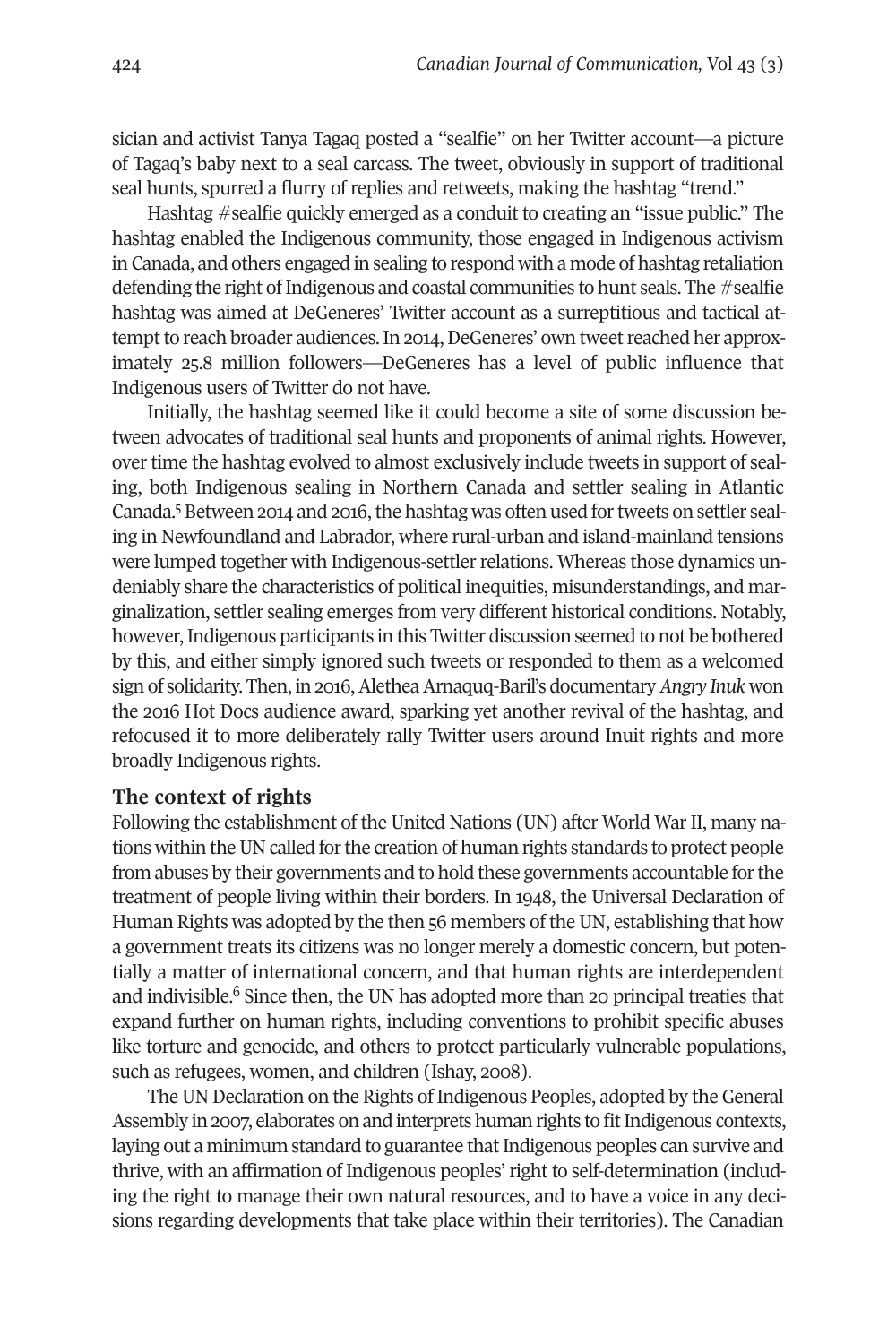sician and activist Tanya Tagaq posted a "sealfie" on her Twitter account—a picture of Tagaq's baby next to a seal carcass. The tweet, obviously in support of traditional seal hunts, spurred a flurry of replies and retweets, making the hashtag "trend."

Hashtag #sealfie quickly emerged as a conduit to creating an "issue public." The hashtag enabled the Indigenous community, those engaged in Indigenous activism in Canada, and others engaged in sealing to respond with a mode of hashtag retaliation defending the right of Indigenous and coastal communities to hunt seals. The #sealfie hashtag was aimed at DeGeneres' Twitter account as a surreptitious and tactical attempt to reach broader audiences. In 2014, DeGeneres' own tweet reached her approximately 25.8 million followers—DeGeneres has a level of public influence that Indigenous users of Twitter do not have.

Initially, the hashtag seemed like it could become a site of some discussion between advocates of traditional seal hunts and proponents of animal rights. However, over time the hashtag evolved to almost exclusively include tweets in support of sealing, both Indigenous sealing in Northern Canada and settler sealing in Atlantic Canada.[5] Between 2014 and 2016, the hashtag was often used for tweets on settler sealing in Newfoundland and Labrador, where rural-urban and island-mainland tensions were lumped together with Indigenous-settler relations. Whereas those dynamics undeniably share the characteristics of political inequities, misunderstandings, and marginalization, settler sealing emerges from very different historical conditions. Notably, however, Indigenous participants in this Twitter discussion seemed to not be bothered by this, and either simply ignored such tweets or responded to them as a welcomed sign of solidarity. Then, in 2016, Alethea Arnaquq-Baril's documentary *Angry Inuk* won the 2016 Hot Docs audience award, sparking yet another revival of the hashtag, and refocused it to more deliberately rally Twitter users around Inuit rights and more broadly Indigenous rights.

### The context of rights

Following the establishment of the United Nations (UN) after World War II, many nations within the UN called for the creation of human rights standards to protect people from abuses by their governments and to hold these governments accountable for the treatment of people living within their borders. In 1948, the Universal Declaration of Human Rights was adopted by the then 56 members of the UN, establishing that how a government treats its citizens was no longer merely a domestic concern, but potentially a matter of international concern, and that human rights are interdependent and indivisible.[6] Since then, the UN has adopted more than 20 principal treaties that expand further on human rights, including conventions to prohibit specific abuses like torture and genocide, and others to protect particularly vulnerable populations, such as refugees, women, and children (Ishay, 2008).

The UN Declaration on the Rights of Indigenous Peoples, adopted by the General Assembly in 2007, elaborates on and interprets human rights to fit Indigenous contexts, laying out a minimum standard to guarantee that Indigenous peoples can survive and thrive, with an affirmation of Indigenous peoples' right to self-determination (including the right to manage their own natural resources, and to have a voice in any decisions regarding developments that take place within their territories). The Canadian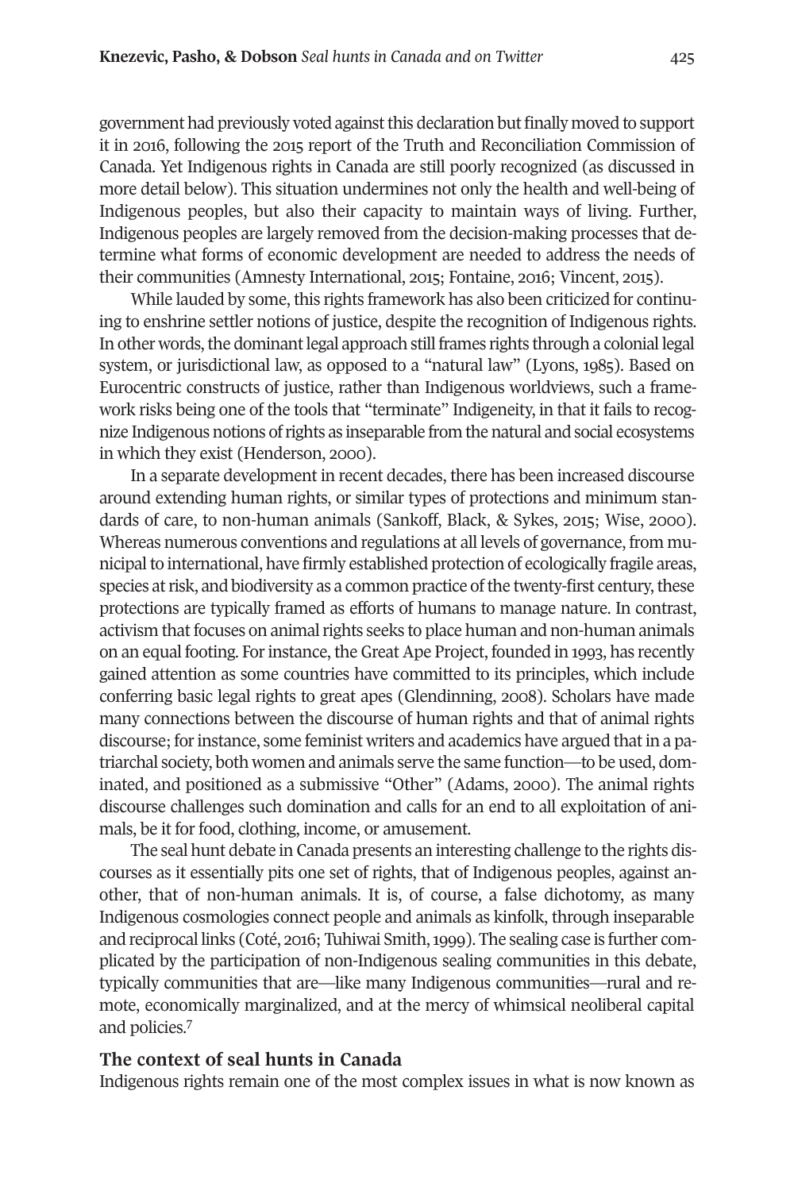government had previously voted against this declaration but finally moved to support it in 2016, following the 2015 report of the Truth and Reconciliation Commission of Canada. Yet Indigenous rights in Canada are still poorly recognized (as discussed in more detail below). This situation undermines not only the health and well-being of Indigenous peoples, but also their capacity to maintain ways of living. Further, Indigenous peoples are largely removed from the decision-making processes that determine what forms of economic development are needed to address the needs of their communities (Amnesty International, 2015; Fontaine, 2016; Vincent, 2015).

While lauded by some, this rights framework has also been criticized for continuing to enshrine settler notions of justice, despite the recognition of Indigenous rights. In other words, the dominant legal approach still frames rights through a colonial legal system, or jurisdictional law, as opposed to a "natural law" (Lyons, 1985). Based on Eurocentric constructs of justice, rather than Indigenous worldviews, such a framework risks being one of the tools that "terminate" Indigeneity, in that it fails to recognize Indigenous notions of rights as inseparable from the natural and social ecosystems in which they exist (Henderson, 2000).

In a separate development in recent decades, there has been increased discourse around extending human rights, or similar types of protections and minimum standards of care, to non-human animals (Sankoff, Black, & Sykes, 2015; Wise, 2000). Whereas numerous conventions and regulations at all levels of governance, from municipal to international, have firmly established protection of ecologically fragile areas, species at risk, and biodiversity as a common practice of the twenty-first century, these protections are typically framed as efforts of humans to manage nature. In contrast, activism that focuses on animal rights seeks to place human and non-human animals on an equal footing. For instance, the Great Ape Project, founded in 1993, has recently gained attention as some countries have committed to its principles, which include conferring basic legal rights to great apes (Glendinning, 2008). Scholars have made many connections between the discourse of human rights and that of animal rights discourse; for instance, some feminist writers and academics have argued that in a patriarchal society, both women and animals serve the same function—to be used, dominated, and positioned as a submissive "Other" (Adams, 2000). The animal rights discourse challenges such domination and calls for an end to all exploitation of animals, be it for food, clothing, income, or amusement.

The seal hunt debate in Canada presents an interesting challenge to the rights discourses as it essentially pits one set of rights, that of Indigenous peoples, against another, that of non-human animals. It is, of course, a false dichotomy, as many Indigenous cosmologies connect people and animals as kinfolk, through inseparable and reciprocal links (Coté, 2016; Tuhiwai Smith, 1999). The sealing case is further complicated by the participation of non-Indigenous sealing communities in this debate, typically communities that are—like many Indigenous communities—rural and remote, economically marginalized, and at the mercy of whimsical neoliberal capital and policies.[7]

## The context of seal hunts in Canada

Indigenous rights remain one of the most complex issues in what is now known as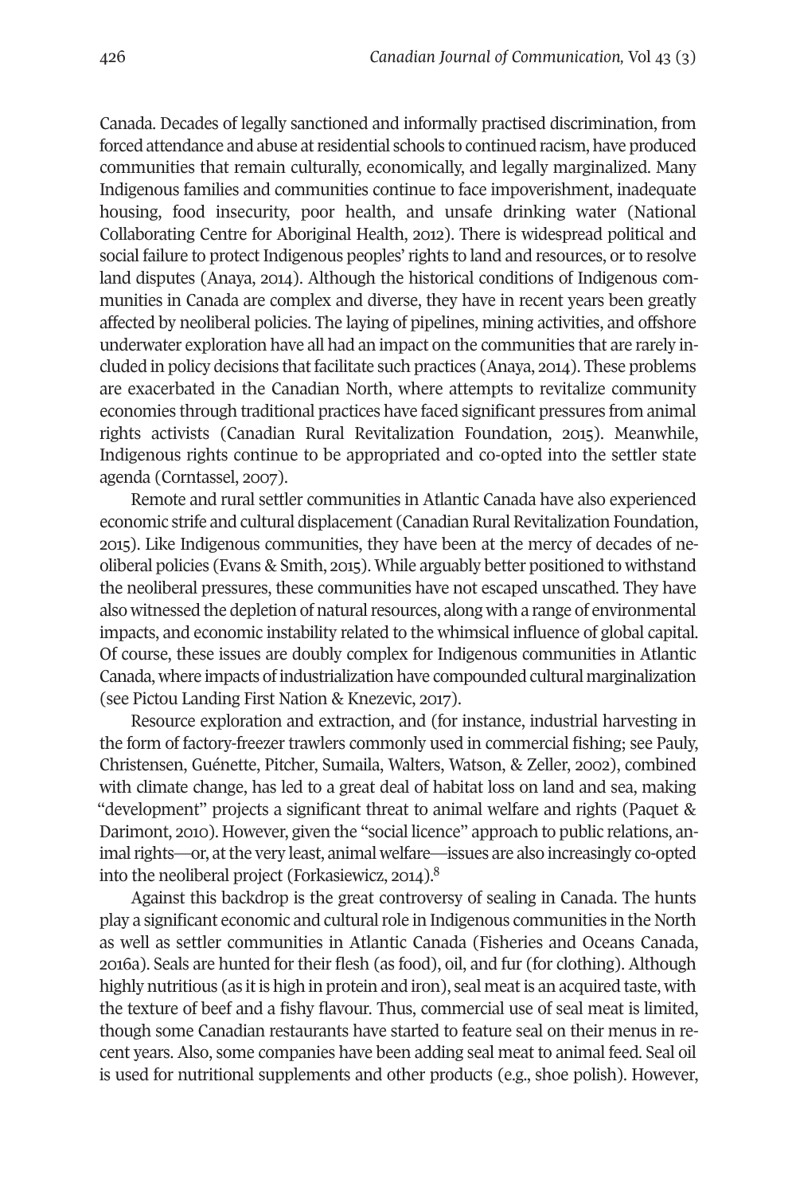Canada. Decades of legally sanctioned and informally practised discrimination, from forced attendance and abuse at residential schools to continued racism, have produced communities that remain culturally, economically, and legally marginalized. Many Indigenous families and communities continue to face impoverishment, inadequate housing, food insecurity, poor health, and unsafe drinking water (National Collaborating Centre for Aboriginal Health, 2012). There is widespread political and social failure to protect Indigenous peoples' rights to land and resources, or to resolve land disputes (Anaya, 2014). Although the historical conditions of Indigenous communities in Canada are complex and diverse, they have in recent years been greatly affected by neoliberal policies. The laying of pipelines, mining activities, and offshore underwater exploration have all had an impact on the communities that are rarely included in policy decisions that facilitate such practices (Anaya, 2014). These problems are exacerbated in the Canadian North, where attempts to revitalize community economies through traditional practices have faced significant pressures from animal rights activists (Canadian Rural Revitalization Foundation, 2015). Meanwhile, Indigenous rights continue to be appropriated and co-opted into the settler state agenda (Corntassel, 2007).

Remote and rural settler communities in Atlantic Canada have also experienced economic strife and cultural displacement (Canadian Rural Revitalization Foundation, 2015). Like Indigenous communities, they have been at the mercy of decades of neoliberal policies (Evans & Smith, 2015). While arguably better positioned to withstand the neoliberal pressures, these communities have not escaped unscathed. They have also witnessed the depletion of natural resources, along with a range of environmental impacts, and economic instability related to the whimsical influence of global capital. Of course, these issues are doubly complex for Indigenous communities in Atlantic Canada, where impacts of industrialization have compounded cultural marginalization (see Pictou Landing First Nation & Knezevic, 2017).

Resource exploration and extraction, and (for instance, industrial harvesting in the form of factory-freezer trawlers commonly used in commercial fishing; see Pauly, Christensen, Guénette, Pitcher, Sumaila, Walters, Watson, & Zeller, 2002), combined with climate change, has led to a great deal of habitat loss on land and sea, making "development" projects a significant threat to animal welfare and rights (Paquet & Darimont, 2010). However, given the "social licence" approach to public relations, animal rights—or, at the very least, animal welfare—issues are also increasingly co-opted into the neoliberal project (Forkasiewicz, 2014).[8]

Against this backdrop is the great controversy of sealing in Canada. The hunts play a significant economic and cultural role in Indigenous communities in the North as well as settler communities in Atlantic Canada (Fisheries and Oceans Canada, 2016a). Seals are hunted for their flesh (as food), oil, and fur (for clothing). Although highly nutritious (as it is high in protein and iron), seal meat is an acquired taste, with the texture of beef and a fishy flavour. Thus, commercial use of seal meat is limited, though some Canadian restaurants have started to feature seal on their menus in recent years. Also, some companies have been adding seal meat to animal feed. Seal oil is used for nutritional supplements and other products (e.g., shoe polish). However,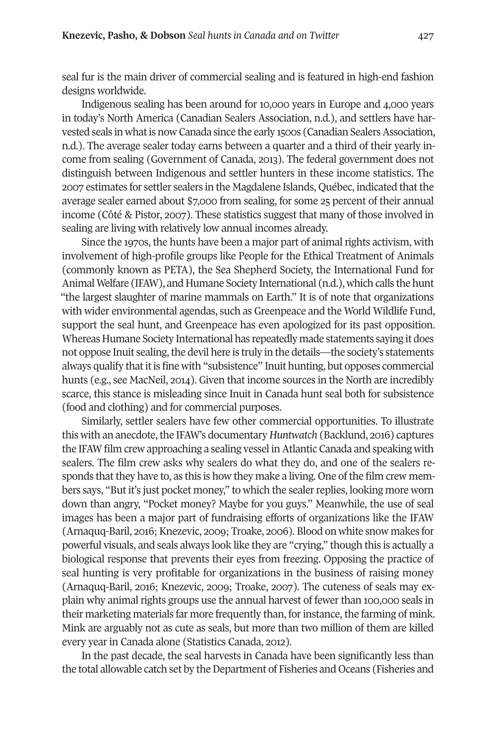seal fur is the main driver of commercial sealing and is featured in high-end fashion designs worldwide.

Indigenous sealing has been around for 10,000 years in Europe and 4,000 years in today's North America (Canadian Sealers Association, n.d.), and settlers have harvested seals in what is now Canada since the early 1500s (Canadian Sealers Association, n.d.). The average sealer today earns between a quarter and a third of their yearly income from sealing (Government of Canada, 2013). The federal government does not distinguish between Indigenous and settler hunters in these income statistics. The 2007 estimates for settler sealers in the Magdalene Islands, Québec, indicated that the average sealer earned about $7,000 from sealing, for some 25 percent of their annual income (Côté & Pistor, 2007). These statistics suggest that many of those involved in sealing are living with relatively low annual incomes already.

Since the 1970s, the hunts have been a major part of animal rights activism, with involvement of high-profile groups like People for the Ethical Treatment of Animals (commonly known as PETA), the Sea Shepherd Society, the International Fund for Animal Welfare (IFAW), and Humane Society International (n.d.), which calls the hunt "the largest slaughter of marine mammals on Earth." It is of note that organizations with wider environmental agendas, such as Greenpeace and the World Wildlife Fund, support the seal hunt, and Greenpeace has even apologized for its past opposition. Whereas Humane Society International has repeatedly made statements saying it does not oppose Inuit sealing, the devil here is truly in the details—the society's statements always qualify that it is fine with "subsistence" Inuit hunting, but opposes commercial hunts (e.g., see MacNeil, 2014). Given that income sources in the North are incredibly scarce, this stance is misleading since Inuit in Canada hunt seal both for subsistence (food and clothing) and for commercial purposes.

Similarly, settler sealers have few other commercial opportunities. To illustrate this with an anecdote, the IFAW's documentary *Huntwatch* (Backlund, 2016) captures the IFAW film crew approaching a sealing vessel in Atlantic Canada and speaking with sealers. The film crew asks why sealers do what they do, and one of the sealers responds that they have to, as this is how they make a living. One of the film crew members says, "But it's just pocket money," to which the sealer replies, looking more worn down than angry, "Pocket money? Maybe for you guys." Meanwhile, the use of seal images has been a major part of fundraising efforts of organizations like the IFAW (Arnaquq-Baril, 2016; Knezevic, 2009; Troake, 2006). Blood on white snow makes for powerful visuals, and seals always look like they are "crying," though this is actually a biological response that prevents their eyes from freezing. Opposing the practice of seal hunting is very profitable for organizations in the business of raising money (Arnaquq-Baril, 2016; Knezevic, 2009; Troake, 2007). The cuteness of seals may explain why animal rights groups use the annual harvest of fewer than 100,000 seals in their marketing materials far more frequently than, for instance, the farming of mink. Mink are arguably not as cute as seals, but more than two million of them are killed every year in Canada alone (Statistics Canada, 2012).

In the past decade, the seal harvests in Canada have been significantly less than the total allowable catch set by the Department of Fisheries and Oceans (Fisheries and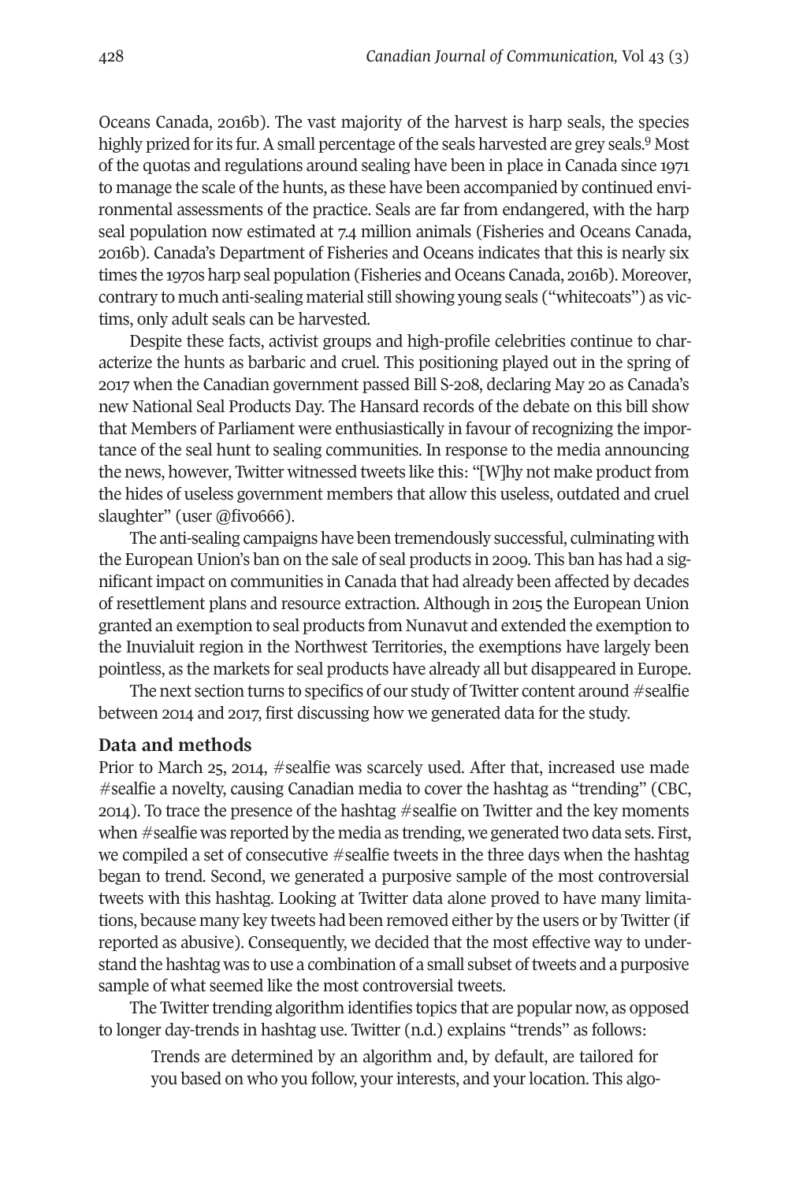Oceans Canada, 2016b). The vast majority of the harvest is harp seals, the species highly prized for its fur. A small percentage of the seals harvested are grey seals.[9] Most of the quotas and regulations around sealing have been in place in Canada since 1971 to manage the scale of the hunts, as these have been accompanied by continued environmental assessments of the practice. Seals are far from endangered, with the harp seal population now estimated at 7.4 million animals (Fisheries and Oceans Canada, 2016b). Canada's Department of Fisheries and Oceans indicates that this is nearly six times the 1970s harp seal population (Fisheries and Oceans Canada, 2016b). Moreover, contrary to much anti-sealing material still showing young seals ("whitecoats") as victims, only adult seals can be harvested.

Despite these facts, activist groups and high-profile celebrities continue to characterize the hunts as barbaric and cruel. This positioning played out in the spring of 2017 when the Canadian government passed Bill S-208, declaring May 20 as Canada's new National Seal Products Day. The Hansard records of the debate on this bill show that Members of Parliament were enthusiastically in favour of recognizing the importance of the seal hunt to sealing communities. In response to the media announcing the news, however, Twitter witnessed tweets like this: "[W]hy not make product from the hides of useless government members that allow this useless, outdated and cruel slaughter" (user @fivo666).

The anti-sealing campaigns have been tremendously successful, culminating with the European Union's ban on the sale of seal products in 2009. This ban has had a significant impact on communities in Canada that had already been affected by decades of resettlement plans and resource extraction. Although in 2015 the European Union granted an exemption to seal products from Nunavut and extended the exemption to the Inuvialuit region in the Northwest Territories, the exemptions have largely been pointless, as the markets for seal products have already all but disappeared in Europe.

The next section turns to specifics of our study of Twitter content around #sealfie between 2014 and 2017, first discussing how we generated data for the study.

## Data and methods

Prior to March 25, 2014, #sealfie was scarcely used. After that, increased use made #sealfie a novelty, causing Canadian media to cover the hashtag as "trending" (CBC, 2014). To trace the presence of the hashtag #sealfie on Twitter and the key moments when #sealfie was reported by the media as trending, we generated two data sets. First, we compiled a set of consecutive #sealfie tweets in the three days when the hashtag began to trend. Second, we generated a purposive sample of the most controversial tweets with this hashtag. Looking at Twitter data alone proved to have many limitations, because many key tweets had been removed either by the users or by Twitter (if reported as abusive). Consequently, we decided that the most effective way to understand the hashtag was to use a combination of a small subset of tweets and a purposive sample of what seemed like the most controversial tweets.

The Twitter trending algorithm identifies topics that are popular now, as opposed to longer day-trends in hashtag use. Twitter (n.d.) explains "trends" as follows:

> Trends are determined by an algorithm and, by default, are tailored for you based on who you follow, your interests, and your location. This algo-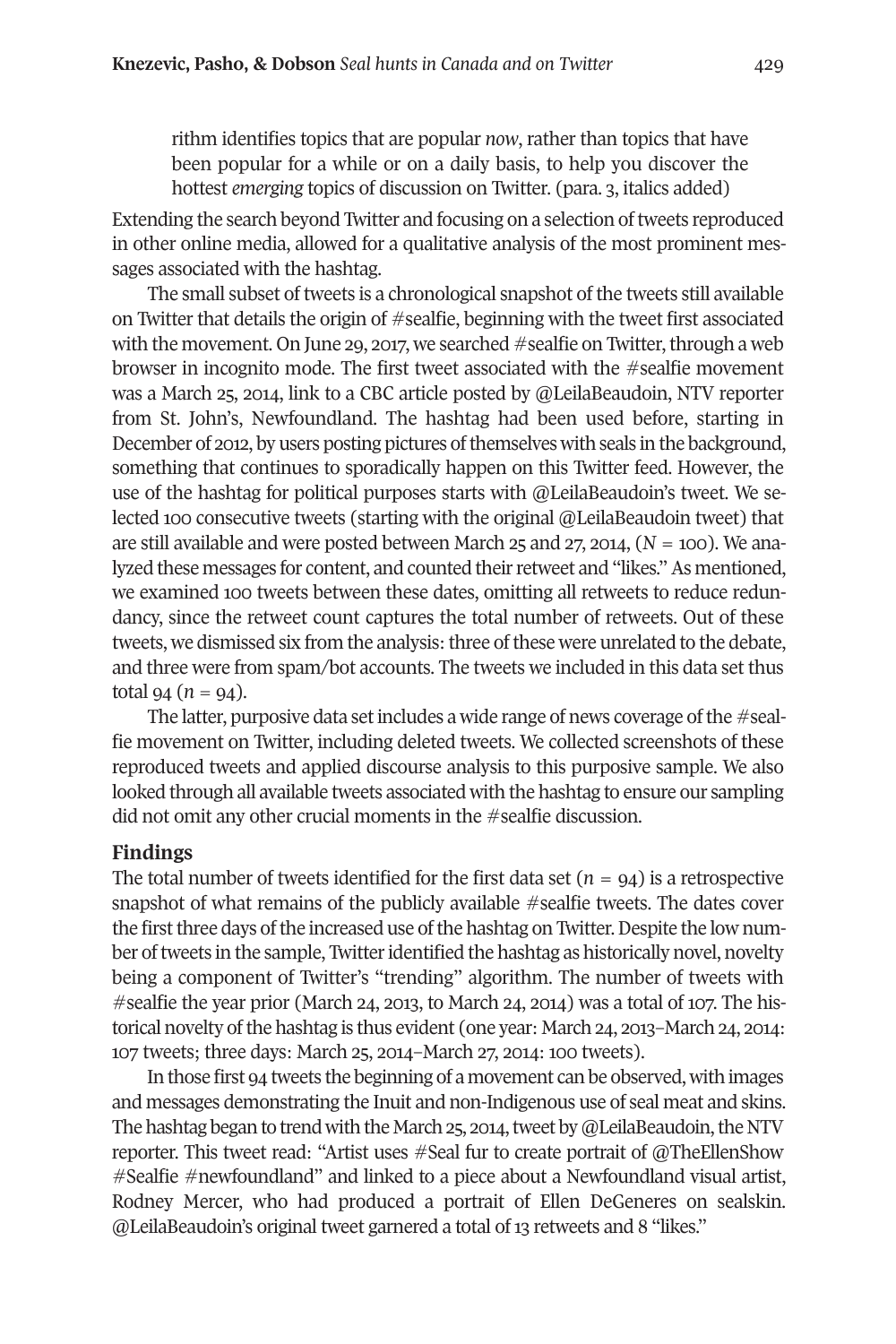> rithm identifies topics that are popular *now*, rather than topics that have been popular for a while or on a daily basis, to help you discover the hottest *emerging* topics of discussion on Twitter. (para. 3, italics added)

Extending the search beyond Twitter and focusing on a selection of tweets reproduced in other online media, allowed for a qualitative analysis of the most prominent messages associated with the hashtag.

The small subset of tweets is a chronological snapshot of the tweets still available on Twitter that details the origin of #sealfie, beginning with the tweet first associated with the movement. On June 29, 2017, we searched #sealfie on Twitter, through a web browser in incognito mode. The first tweet associated with the #sealfie movement was a March 25, 2014, link to a CBC article posted by @LeilaBeaudoin, NTV reporter from St. John's, Newfoundland. The hashtag had been used before, starting in December of 2012, by users posting pictures of themselves with seals in the background, something that continues to sporadically happen on this Twitter feed. However, the use of the hashtag for political purposes starts with @LeilaBeaudoin's tweet. We selected 100 consecutive tweets (starting with the original @LeilaBeaudoin tweet) that are still available and were posted between March 25 and 27, 2014, ($N$ = 100). We analyzed these messages for content, and counted their retweet and "likes." As mentioned, we examined 100 tweets between these dates, omitting all retweets to reduce redundancy, since the retweet count captures the total number of retweets. Out of these tweets, we dismissed six from the analysis: three of these were unrelated to the debate, and three were from spam/bot accounts. The tweets we included in this data set thus total 94 ($n$ = 94).

The latter, purposive data set includes a wide range of news coverage of the #sealfie movement on Twitter, including deleted tweets. We collected screenshots of these reproduced tweets and applied discourse analysis to this purposive sample. We also looked through all available tweets associated with the hashtag to ensure our sampling did not omit any other crucial moments in the #sealfie discussion.

## Findings

The total number of tweets identified for the first data set ($n$ = 94) is a retrospective snapshot of what remains of the publicly available #sealfie tweets. The dates cover the first three days of the increased use of the hashtag on Twitter. Despite the low number of tweets in the sample, Twitter identified the hashtag as historically novel, novelty being a component of Twitter's "trending" algorithm. The number of tweets with #sealfie the year prior (March 24, 2013, to March 24, 2014) was a total of 107. The historical novelty of the hashtag is thus evident (one year: March 24, 2013–March 24, 2014: 107 tweets; three days: March 25, 2014–March 27, 2014: 100 tweets).

In those first 94 tweets the beginning of a movement can be observed, with images and messages demonstrating the Inuit and non-Indigenous use of seal meat and skins. The hashtag began to trend with the March 25, 2014, tweet by @LeilaBeaudoin, the NTV reporter. This tweet read: "Artist uses #Seal fur to create portrait of @TheEllenShow #Sealfie #newfoundland" and linked to a piece about a Newfoundland visual artist, Rodney Mercer, who had produced a portrait of Ellen DeGeneres on sealskin. @LeilaBeaudoin's original tweet garnered a total of 13 retweets and 8 "likes."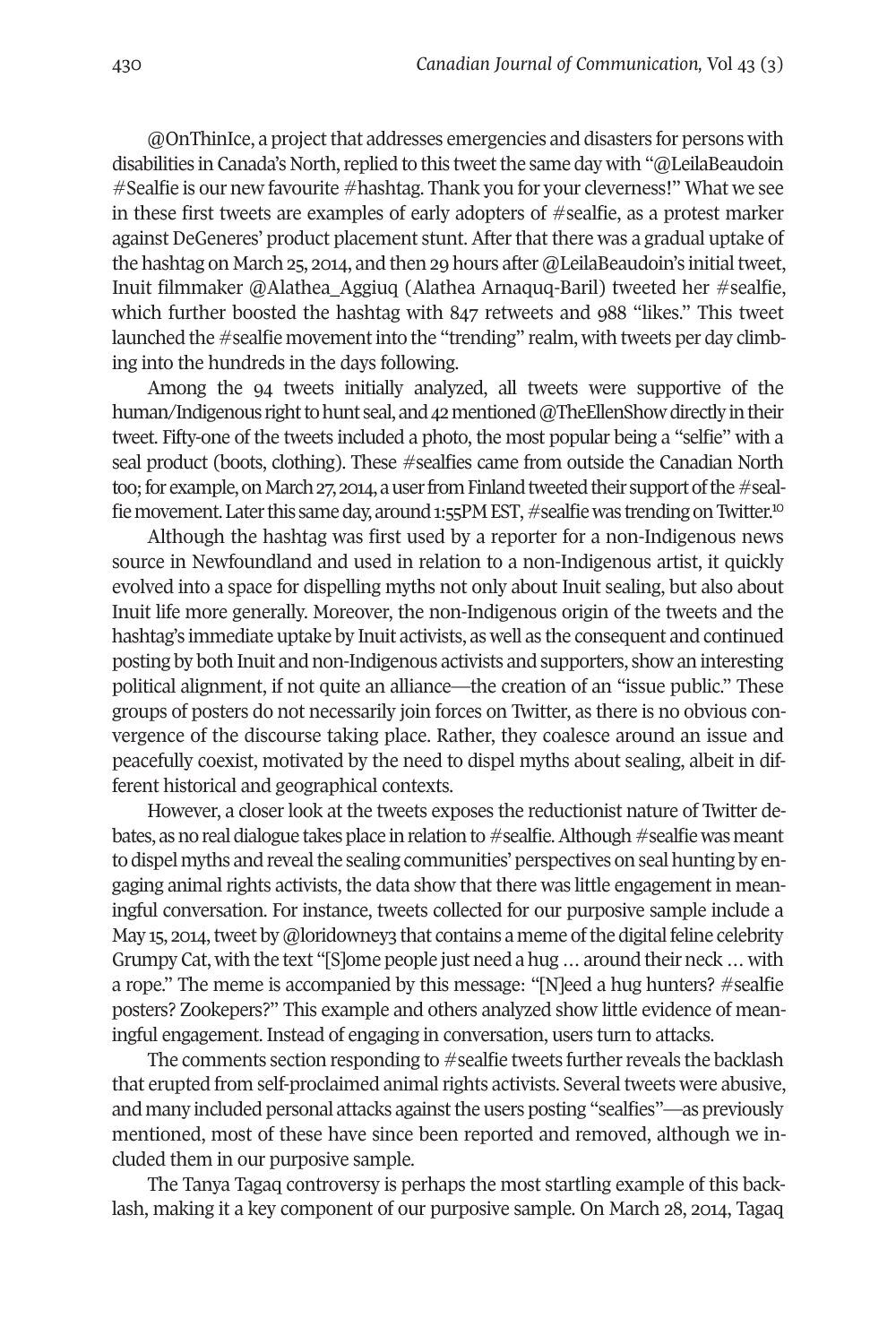@OnThinIce, a project that addresses emergencies and disasters for persons with disabilities in Canada's North, replied to this tweet the same day with "@LeilaBeaudoin #Sealfie is our new favourite #hashtag. Thank you for your cleverness!" What we see in these first tweets are examples of early adopters of #sealfie, as a protest marker against DeGeneres' product placement stunt. After that there was a gradual uptake of the hashtag on March 25, 2014, and then 29 hours after @LeilaBeaudoin's initial tweet, Inuit filmmaker @Alathea_Aggiuq (Alathea Arnaquq-Baril) tweeted her #sealfie, which further boosted the hashtag with 847 retweets and 988 "likes." This tweet launched the #sealfie movement into the "trending" realm, with tweets per day climbing into the hundreds in the days following.

Among the 94 tweets initially analyzed, all tweets were supportive of the human/Indigenous right to hunt seal, and 42 mentioned @TheEllenShow directly in their tweet. Fifty-one of the tweets included a photo, the most popular being a "selfie" with a seal product (boots, clothing). These #sealfies came from outside the Canadian North too; for example, on March 27, 2014, a user from Finland tweeted their support of the #sealfie movement. Later this same day, around 1:55PM EST, #sealfie was trending on Twitter.[10]

Although the hashtag was first used by a reporter for a non-Indigenous news source in Newfoundland and used in relation to a non-Indigenous artist, it quickly evolved into a space for dispelling myths not only about Inuit sealing, but also about Inuit life more generally. Moreover, the non-Indigenous origin of the tweets and the hashtag's immediate uptake by Inuit activists, as well as the consequent and continued posting by both Inuit and non-Indigenous activists and supporters, show an interesting political alignment, if not quite an alliance—the creation of an "issue public." These groups of posters do not necessarily join forces on Twitter, as there is no obvious convergence of the discourse taking place. Rather, they coalesce around an issue and peacefully coexist, motivated by the need to dispel myths about sealing, albeit in different historical and geographical contexts.

However, a closer look at the tweets exposes the reductionist nature of Twitter debates, as no real dialogue takes place in relation to #sealfie. Although #sealfie was meant to dispel myths and reveal the sealing communities' perspectives on seal hunting by engaging animal rights activists, the data show that there was little engagement in meaningful conversation. For instance, tweets collected for our purposive sample include a May 15, 2014, tweet by @loridowney3 that contains a meme of the digital feline celebrity Grumpy Cat, with the text "[S]ome people just need a hug … around their neck … with a rope." The meme is accompanied by this message: "[N]eed a hug hunters? #sealfie posters? Zookepers?" This example and others analyzed show little evidence of meaningful engagement. Instead of engaging in conversation, users turn to attacks.

The comments section responding to #sealfie tweets further reveals the backlash that erupted from self-proclaimed animal rights activists. Several tweets were abusive, and many included personal attacks against the users posting "sealfies"—as previously mentioned, most of these have since been reported and removed, although we included them in our purposive sample.

The Tanya Tagaq controversy is perhaps the most startling example of this backlash, making it a key component of our purposive sample. On March 28, 2014, Tagaq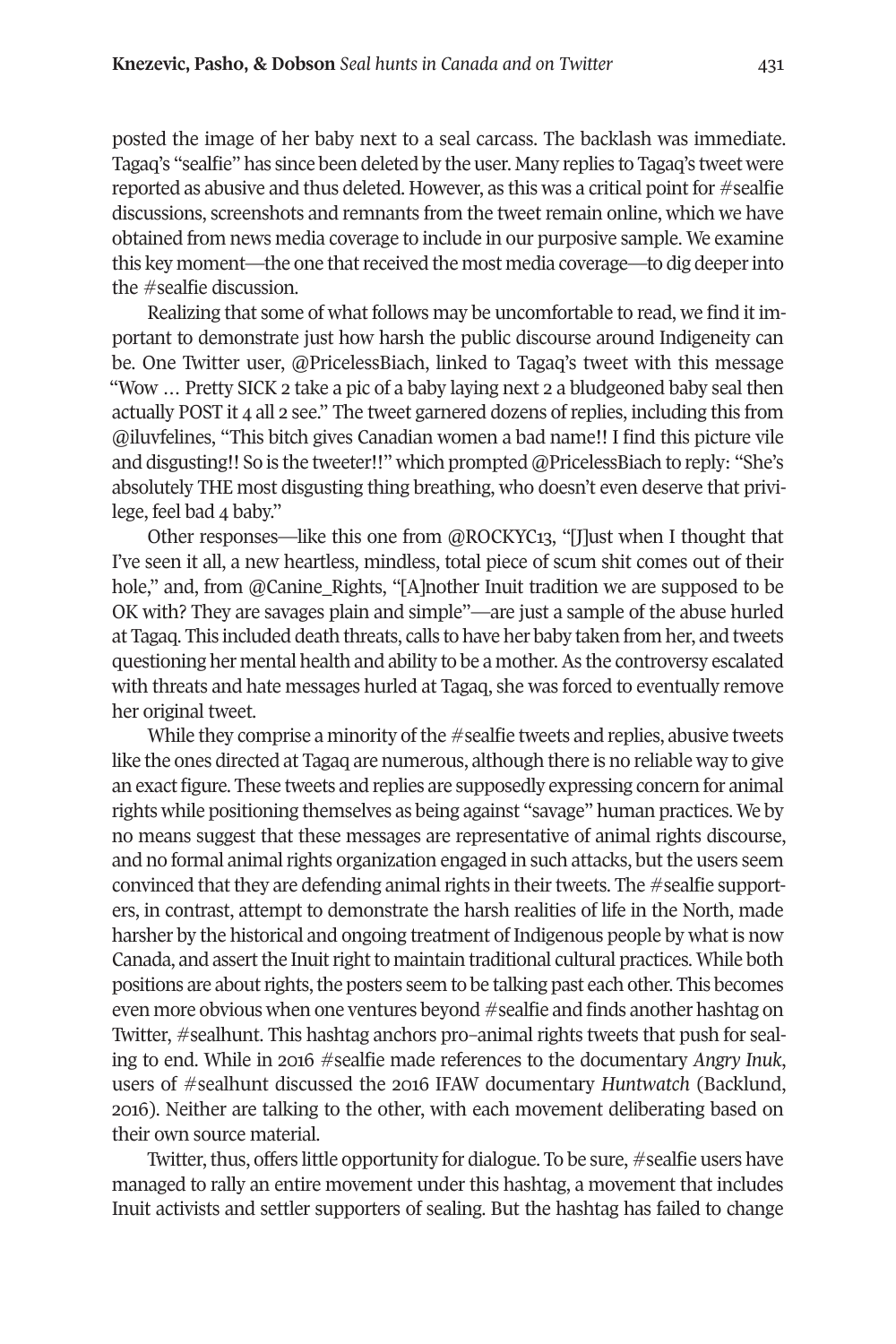posted the image of her baby next to a seal carcass. The backlash was immediate. Tagaq's "sealfie" has since been deleted by the user. Many replies to Tagaq's tweet were reported as abusive and thus deleted. However, as this was a critical point for #sealfie discussions, screenshots and remnants from the tweet remain online, which we have obtained from news media coverage to include in our purposive sample. We examine this key moment—the one that received the most media coverage—to dig deeper into the #sealfie discussion.

Realizing that some of what follows may be uncomfortable to read, we find it important to demonstrate just how harsh the public discourse around Indigeneity can be. One Twitter user, @PricelessBiach, linked to Tagaq's tweet with this message "Wow … Pretty SICK 2 take a pic of a baby laying next 2 a bludgeoned baby seal then actually POST it 4 all 2 see." The tweet garnered dozens of replies, including this from @iluvfelines, "This bitch gives Canadian women a bad name!! I find this picture vile and disgusting!! So is the tweeter!!" which prompted @PricelessBiach to reply: "She's absolutely THE most disgusting thing breathing, who doesn't even deserve that privilege, feel bad 4 baby."

Other responses—like this one from @ROCKYC13, "[J]ust when I thought that I've seen it all, a new heartless, mindless, total piece of scum shit comes out of their hole," and, from @Canine_Rights, "[A]nother Inuit tradition we are supposed to be OK with? They are savages plain and simple"—are just a sample of the abuse hurled at Tagaq. This included death threats, calls to have her baby taken from her, and tweets questioning her mental health and ability to be a mother. As the controversy escalated with threats and hate messages hurled at Tagaq, she was forced to eventually remove her original tweet.

While they comprise a minority of the #sealfie tweets and replies, abusive tweets like the ones directed at Tagaq are numerous, although there is no reliable way to give an exact figure. These tweets and replies are supposedly expressing concern for animal rights while positioning themselves as being against "savage" human practices. We by no means suggest that these messages are representative of animal rights discourse, and no formal animal rights organization engaged in such attacks, but the users seem convinced that they are defending animal rights in their tweets. The #sealfie supporters, in contrast, attempt to demonstrate the harsh realities of life in the North, made harsher by the historical and ongoing treatment of Indigenous people by what is now Canada, and assert the Inuit right to maintain traditional cultural practices. While both positions are about rights, the posters seem to be talking past each other. This becomes even more obvious when one ventures beyond #sealfie and finds another hashtag on Twitter, #sealhunt. This hashtag anchors pro–animal rights tweets that push for sealing to end. While in 2016 #sealfie made references to the documentary *Angry Inuk*, users of #sealhunt discussed the 2016 IFAW documentary *Huntwatch* (Backlund, 2016). Neither are talking to the other, with each movement deliberating based on their own source material.

Twitter, thus, offers little opportunity for dialogue. To be sure, #sealfie users have managed to rally an entire movement under this hashtag, a movement that includes Inuit activists and settler supporters of sealing. But the hashtag has failed to change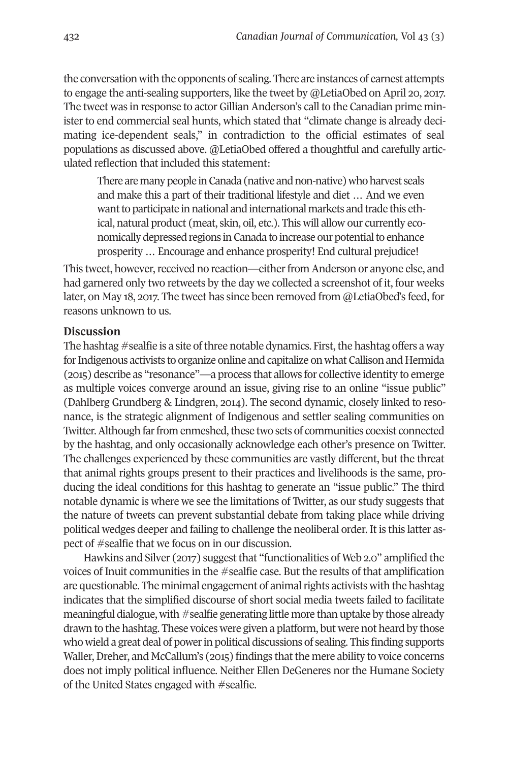the conversation with the opponents of sealing. There are instances of earnest attempts to engage the anti-sealing supporters, like the tweet by @LetiaObed on April 20, 2017. The tweet was in response to actor Gillian Anderson's call to the Canadian prime minister to end commercial seal hunts, which stated that "climate change is already decimating ice-dependent seals," in contradiction to the official estimates of seal populations as discussed above. @LetiaObed offered a thoughtful and carefully articulated reflection that included this statement:

> There are many people in Canada (native and non-native) who harvest seals and make this a part of their traditional lifestyle and diet … And we even want to participate in national and international markets and trade this ethical, natural product (meat, skin, oil, etc.). This will allow our currently economically depressed regions in Canada to increase our potential to enhance prosperity … Encourage and enhance prosperity! End cultural prejudice!

This tweet, however, received no reaction—either from Anderson or anyone else, and had garnered only two retweets by the day we collected a screenshot of it, four weeks later, on May 18, 2017. The tweet has since been removed from @LetiaObed's feed, for reasons unknown to us.

## Discussion

The hashtag #sealfie is a site of three notable dynamics. First, the hashtag offers a way for Indigenous activists to organize online and capitalize on what Callison and Hermida (2015) describe as "resonance"—a process that allows for collective identity to emerge as multiple voices converge around an issue, giving rise to an online "issue public" (Dahlberg Grundberg & Lindgren, 2014). The second dynamic, closely linked to resonance, is the strategic alignment of Indigenous and settler sealing communities on Twitter. Although far from enmeshed, these two sets of communities coexist connected by the hashtag, and only occasionally acknowledge each other's presence on Twitter. The challenges experienced by these communities are vastly different, but the threat that animal rights groups present to their practices and livelihoods is the same, producing the ideal conditions for this hashtag to generate an "issue public." The third notable dynamic is where we see the limitations of Twitter, as our study suggests that the nature of tweets can prevent substantial debate from taking place while driving political wedges deeper and failing to challenge the neoliberal order. It is this latter aspect of #sealfie that we focus on in our discussion.

Hawkins and Silver (2017) suggest that "functionalities of Web 2.0" amplified the voices of Inuit communities in the #sealfie case. But the results of that amplification are questionable. The minimal engagement of animal rights activists with the hashtag indicates that the simplified discourse of short social media tweets failed to facilitate meaningful dialogue, with #sealfie generating little more than uptake by those already drawn to the hashtag. These voices were given a platform, but were not heard by those who wield a great deal of power in political discussions of sealing. This finding supports Waller, Dreher, and McCallum's (2015) findings that the mere ability to voice concerns does not imply political influence. Neither Ellen DeGeneres nor the Humane Society of the United States engaged with #sealfie.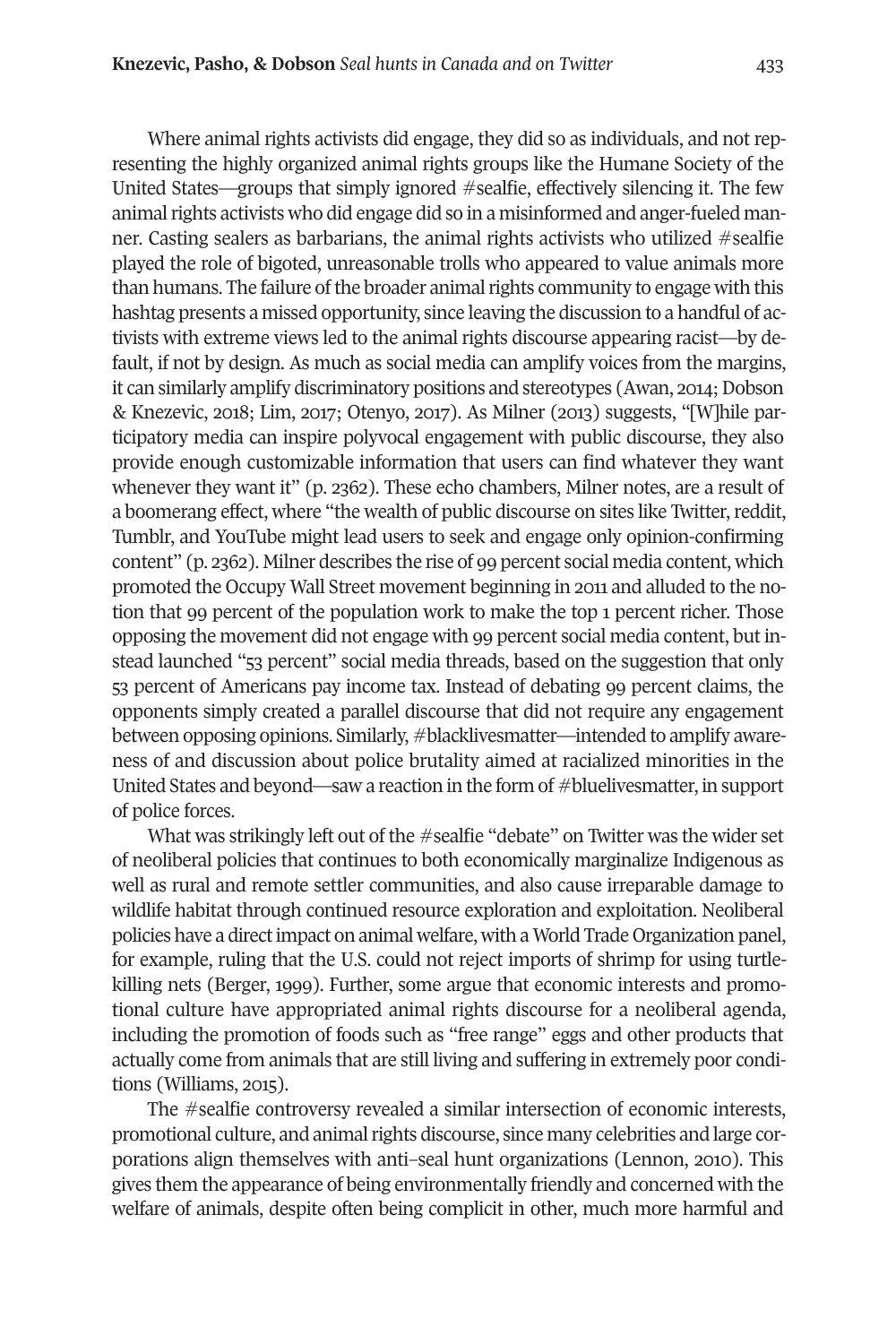Where animal rights activists did engage, they did so as individuals, and not representing the highly organized animal rights groups like the Humane Society of the United States—groups that simply ignored #sealfie, effectively silencing it. The few animal rights activists who did engage did so in a misinformed and anger-fueled manner. Casting sealers as barbarians, the animal rights activists who utilized #sealfie played the role of bigoted, unreasonable trolls who appeared to value animals more than humans. The failure of the broader animal rights community to engage with this hashtag presents a missed opportunity, since leaving the discussion to a handful of activists with extreme views led to the animal rights discourse appearing racist—by default, if not by design. As much as social media can amplify voices from the margins, it can similarly amplify discriminatory positions and stereotypes (Awan, 2014; Dobson & Knezevic, 2018; Lim, 2017; Otenyo, 2017). As Milner (2013) suggests, "[W]hile participatory media can inspire polyvocal engagement with public discourse, they also provide enough customizable information that users can find whatever they want whenever they want it" (p. 2362). These echo chambers, Milner notes, are a result of a boomerang effect, where "the wealth of public discourse on sites like Twitter, reddit, Tumblr, and YouTube might lead users to seek and engage only opinion-confirming content" (p. 2362). Milner describes the rise of 99 percent social media content, which promoted the Occupy Wall Street movement beginning in 2011 and alluded to the notion that 99 percent of the population work to make the top 1 percent richer. Those opposing the movement did not engage with 99 percent social media content, but instead launched "53 percent" social media threads, based on the suggestion that only 53 percent of Americans pay income tax. Instead of debating 99 percent claims, the opponents simply created a parallel discourse that did not require any engagement between opposing opinions. Similarly, #blacklivesmatter—intended to amplify awareness of and discussion about police brutality aimed at racialized minorities in the United States and beyond—saw a reaction in the form of #bluelivesmatter, in support of police forces.

What was strikingly left out of the #sealfie "debate" on Twitter was the wider set of neoliberal policies that continues to both economically marginalize Indigenous as well as rural and remote settler communities, and also cause irreparable damage to wildlife habitat through continued resource exploration and exploitation. Neoliberal policies have a direct impact on animal welfare, with a World Trade Organization panel, for example, ruling that the U.S. could not reject imports of shrimp for using turtle-killing nets (Berger, 1999). Further, some argue that economic interests and promotional culture have appropriated animal rights discourse for a neoliberal agenda, including the promotion of foods such as "free range" eggs and other products that actually come from animals that are still living and suffering in extremely poor conditions (Williams, 2015).

The #sealfie controversy revealed a similar intersection of economic interests, promotional culture, and animal rights discourse, since many celebrities and large corporations align themselves with anti–seal hunt organizations (Lennon, 2010). This gives them the appearance of being environmentally friendly and concerned with the welfare of animals, despite often being complicit in other, much more harmful and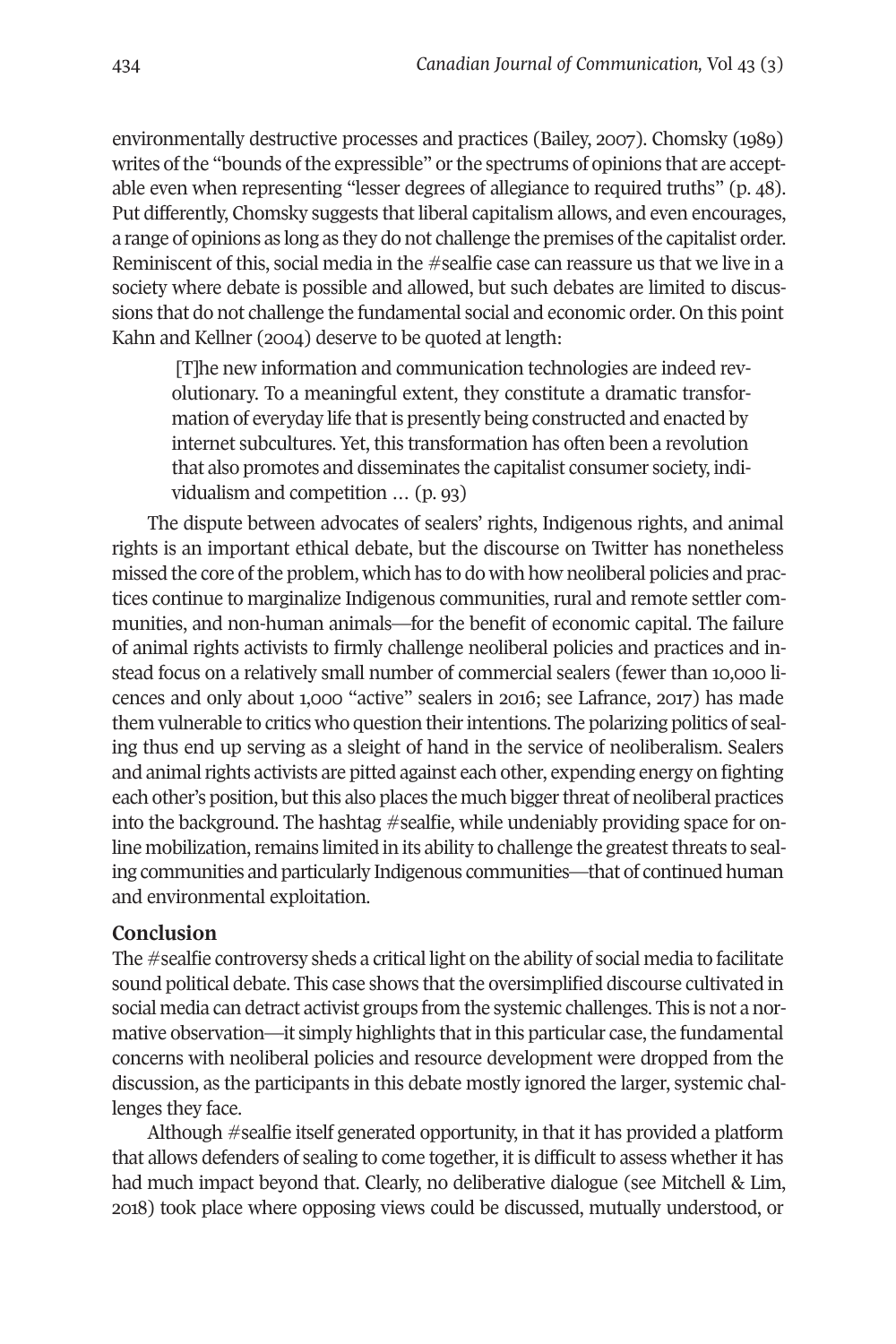environmentally destructive processes and practices (Bailey, 2007). Chomsky (1989) writes of the "bounds of the expressible" or the spectrums of opinions that are acceptable even when representing "lesser degrees of allegiance to required truths" (p. 48). Put differently, Chomsky suggests that liberal capitalism allows, and even encourages, a range of opinions as long as they do not challenge the premises of the capitalist order. Reminiscent of this, social media in the #sealfie case can reassure us that we live in a society where debate is possible and allowed, but such debates are limited to discussions that do not challenge the fundamental social and economic order. On this point Kahn and Kellner (2004) deserve to be quoted at length:

> [T]he new information and communication technologies are indeed revolutionary. To a meaningful extent, they constitute a dramatic transformation of everyday life that is presently being constructed and enacted by internet subcultures. Yet, this transformation has often been a revolution that also promotes and disseminates the capitalist consumer society, individualism and competition … (p. 93)

The dispute between advocates of sealers' rights, Indigenous rights, and animal rights is an important ethical debate, but the discourse on Twitter has nonetheless missed the core of the problem, which has to do with how neoliberal policies and practices continue to marginalize Indigenous communities, rural and remote settler communities, and non-human animals—for the benefit of economic capital. The failure of animal rights activists to firmly challenge neoliberal policies and practices and instead focus on a relatively small number of commercial sealers (fewer than 10,000 licences and only about 1,000 "active" sealers in 2016; see Lafrance, 2017) has made them vulnerable to critics who question their intentions. The polarizing politics of sealing thus end up serving as a sleight of hand in the service of neoliberalism. Sealers and animal rights activists are pitted against each other, expending energy on fighting each other's position, but this also places the much bigger threat of neoliberal practices into the background. The hashtag #sealfie, while undeniably providing space for online mobilization, remains limited in its ability to challenge the greatest threats to sealing communities and particularly Indigenous communities—that of continued human and environmental exploitation.

## Conclusion

The #sealfie controversy sheds a critical light on the ability of social media to facilitate sound political debate. This case shows that the oversimplified discourse cultivated in social media can detract activist groups from the systemic challenges. This is not a normative observation—it simply highlights that in this particular case, the fundamental concerns with neoliberal policies and resource development were dropped from the discussion, as the participants in this debate mostly ignored the larger, systemic challenges they face.

Although #sealfie itself generated opportunity, in that it has provided a platform that allows defenders of sealing to come together, it is difficult to assess whether it has had much impact beyond that. Clearly, no deliberative dialogue (see Mitchell & Lim, 2018) took place where opposing views could be discussed, mutually understood, or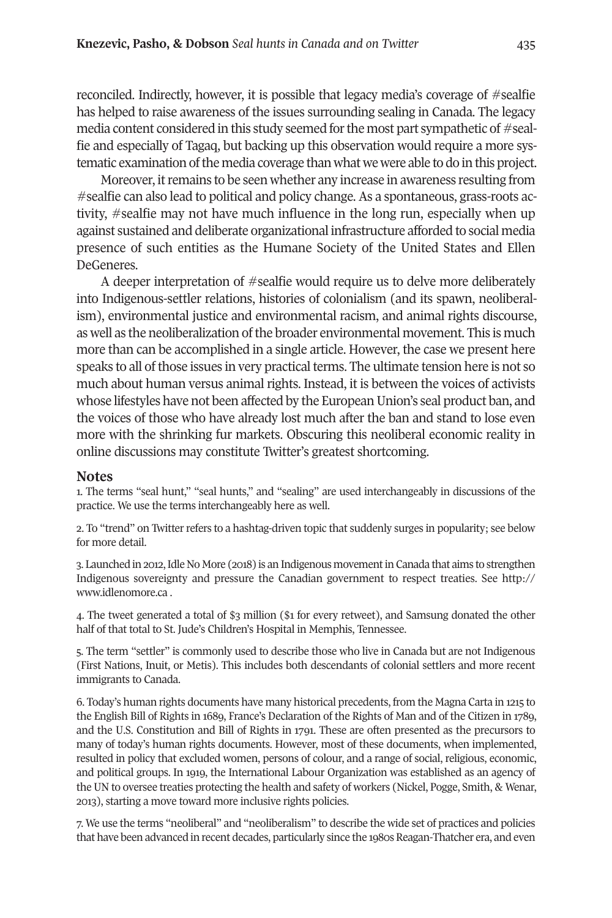reconciled. Indirectly, however, it is possible that legacy media's coverage of #sealfie has helped to raise awareness of the issues surrounding sealing in Canada. The legacy media content considered in this study seemed for the most part sympathetic of #sealfie and especially of Tagaq, but backing up this observation would require a more systematic examination of the media coverage than what we were able to do in this project.

Moreover, it remains to be seen whether any increase in awareness resulting from #sealfie can also lead to political and policy change. As a spontaneous, grass-roots activity, #sealfie may not have much influence in the long run, especially when up against sustained and deliberate organizational infrastructure afforded to social media presence of such entities as the Humane Society of the United States and Ellen DeGeneres.

A deeper interpretation of #sealfie would require us to delve more deliberately into Indigenous-settler relations, histories of colonialism (and its spawn, neoliberalism), environmental justice and environmental racism, and animal rights discourse, as well as the neoliberalization of the broader environmental movement. This is much more than can be accomplished in a single article. However, the case we present here speaks to all of those issues in very practical terms. The ultimate tension here is not so much about human versus animal rights. Instead, it is between the voices of activists whose lifestyles have not been affected by the European Union's seal product ban, and the voices of those who have already lost much after the ban and stand to lose even more with the shrinking fur markets. Obscuring this neoliberal economic reality in online discussions may constitute Twitter's greatest shortcoming.

## Notes

1. The terms "seal hunt," "seal hunts," and "sealing" are used interchangeably in discussions of the practice. We use the terms interchangeably here as well.

2. To "trend" on Twitter refers to a hashtag-driven topic that suddenly surges in popularity; see below for more detail.

3. Launched in 2012, Idle No More (2018) is an Indigenous movement in Canada that aims to strengthen Indigenous sovereignty and pressure the Canadian government to respect treaties. See http://www.idlenomore.ca .

4. The tweet generated a total of $3 million ($1 for every retweet), and Samsung donated the other half of that total to St. Jude's Children's Hospital in Memphis, Tennessee.

5. The term "settler" is commonly used to describe those who live in Canada but are not Indigenous (First Nations, Inuit, or Metis). This includes both descendants of colonial settlers and more recent immigrants to Canada.

6. Today's human rights documents have many historical precedents, from the Magna Carta in 1215 to the English Bill of Rights in 1689, France's Declaration of the Rights of Man and of the Citizen in 1789, and the U.S. Constitution and Bill of Rights in 1791. These are often presented as the precursors to many of today's human rights documents. However, most of these documents, when implemented, resulted in policy that excluded women, persons of colour, and a range of social, religious, economic, and political groups. In 1919, the International Labour Organization was established as an agency of the UN to oversee treaties protecting the health and safety of workers (Nickel, Pogge, Smith, & Wenar, 2013), starting a move toward more inclusive rights policies.

7. We use the terms "neoliberal" and "neoliberalism" to describe the wide set of practices and policies that have been advanced in recent decades, particularly since the 1980s Reagan-Thatcher era, and even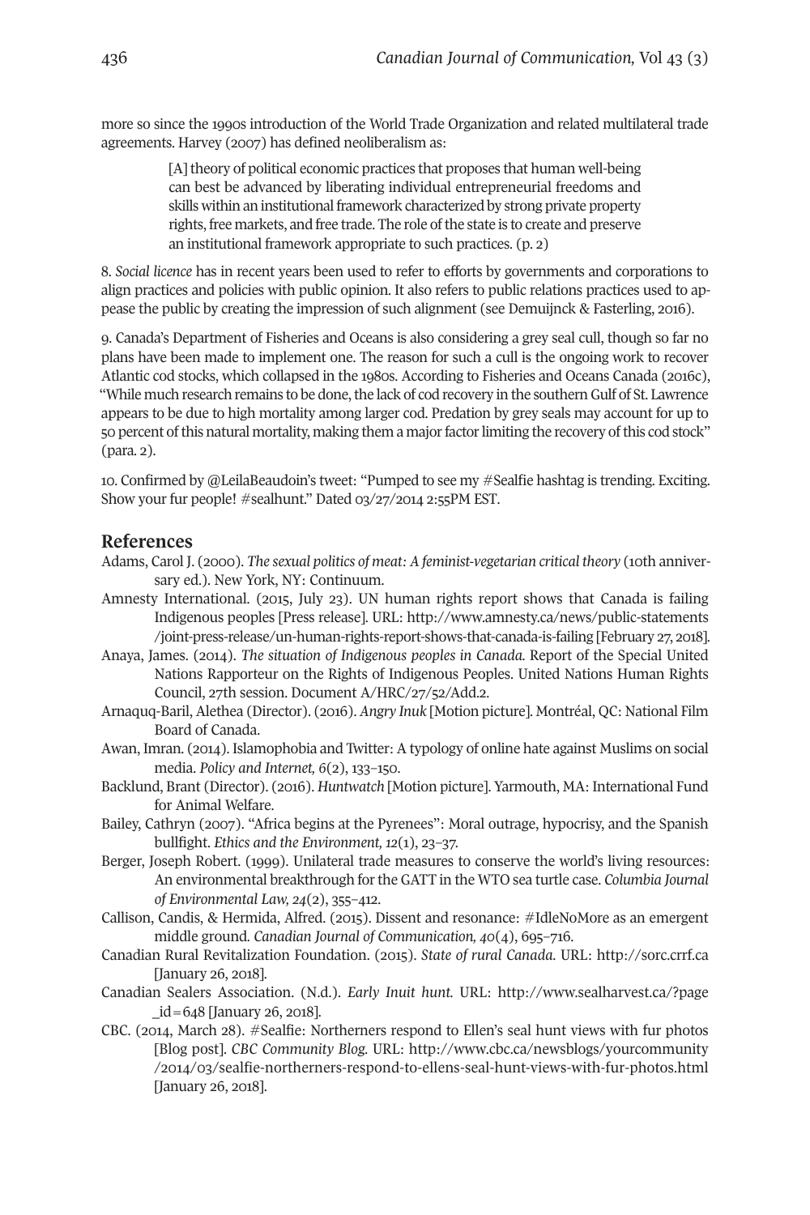more so since the 1990s introduction of the World Trade Organization and related multilateral trade agreements. Harvey (2007) has defined neoliberalism as:

> [A] theory of political economic practices that proposes that human well-being can best be advanced by liberating individual entrepreneurial freedoms and skills within an institutional framework characterized by strong private property rights, free markets, and free trade. The role of the state is to create and preserve an institutional framework appropriate to such practices. (p. 2)

8. *Social licence* has in recent years been used to refer to efforts by governments and corporations to align practices and policies with public opinion. It also refers to public relations practices used to appease the public by creating the impression of such alignment (see Demuijnck & Fasterling, 2016).

9. Canada's Department of Fisheries and Oceans is also considering a grey seal cull, though so far no plans have been made to implement one. The reason for such a cull is the ongoing work to recover Atlantic cod stocks, which collapsed in the 1980s. According to Fisheries and Oceans Canada (2016c), "While much research remains to be done, the lack of cod recovery in the southern Gulf of St. Lawrence appears to be due to high mortality among larger cod. Predation by grey seals may account for up to 50 percent of this natural mortality, making them a major factor limiting the recovery of this cod stock" (para. 2).

10. Confirmed by @LeilaBeaudoin's tweet: "Pumped to see my #Sealfie hashtag is trending. Exciting. Show your fur people! #sealhunt." Dated 03/27/2014 2:55PM EST.

## References

Adams, Carol J. (2000). *The sexual politics of meat: A feminist-vegetarian critical theory* (10th anniversary ed.). New York, NY: Continuum.

Amnesty International. (2015, July 23). UN human rights report shows that Canada is failing Indigenous peoples [Press release]. URL: http://www.amnesty.ca/news/public-statements/joint-press-release/un-human-rights-report-shows-that-canada-is-failing [February 27, 2018].

Anaya, James. (2014). *The situation of Indigenous peoples in Canada.* Report of the Special United Nations Rapporteur on the Rights of Indigenous Peoples. United Nations Human Rights Council, 27th session. Document A/HRC/27/52/Add.2.

Arnaquq-Baril, Alethea (Director). (2016). *Angry Inuk* [Motion picture]. Montréal, QC: National Film Board of Canada.

Awan, Imran. (2014). Islamophobia and Twitter: A typology of online hate against Muslims on social media. *Policy and Internet, 6*(2), 133–150.

Backlund, Brant (Director). (2016). *Huntwatch* [Motion picture]. Yarmouth, MA: International Fund for Animal Welfare.

Bailey, Cathryn (2007). "Africa begins at the Pyrenees": Moral outrage, hypocrisy, and the Spanish bullfight. *Ethics and the Environment, 12*(1), 23–37.

Berger, Joseph Robert. (1999). Unilateral trade measures to conserve the world's living resources: An environmental breakthrough for the GATT in the WTO sea turtle case. *Columbia Journal of Environmental Law, 24*(2), 355–412.

Callison, Candis, & Hermida, Alfred. (2015). Dissent and resonance: #IdleNoMore as an emergent middle ground. *Canadian Journal of Communication, 40*(4), 695–716.

Canadian Rural Revitalization Foundation. (2015). *State of rural Canada.* URL: http://sorc.crrf.ca [January 26, 2018].

Canadian Sealers Association. (N.d.). *Early Inuit hunt.* URL: http://www.sealharvest.ca/?page_id=648 [January 26, 2018].

CBC. (2014, March 28). #Sealfie: Northerners respond to Ellen's seal hunt views with fur photos [Blog post]. *CBC Community Blog.* URL: http://www.cbc.ca/newsblogs/yourcommunity/2014/03/sealfie-northerners-respond-to-ellens-seal-hunt-views-with-fur-photos.html [January 26, 2018].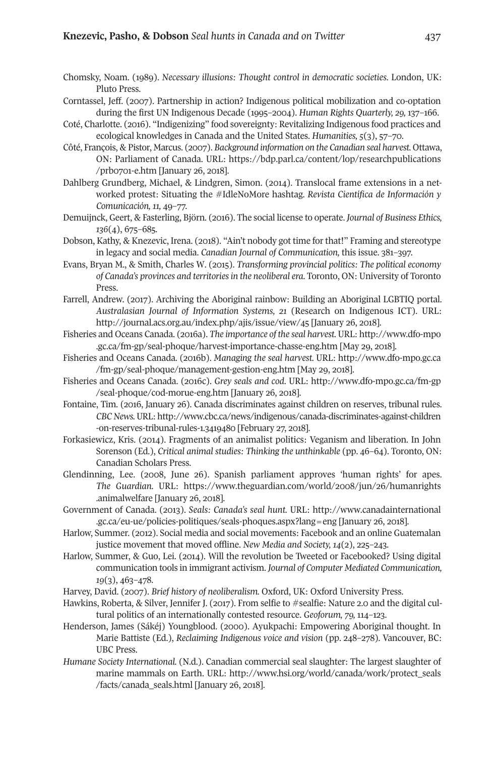Chomsky, Noam. (1989). *Necessary illusions: Thought control in democratic societies*. London, UK: Pluto Press.

Corntassel, Jeff. (2007). Partnership in action? Indigenous political mobilization and co-optation during the first UN Indigenous Decade (1995–2004). *Human Rights Quarterly, 29,* 137–166.

Coté, Charlotte. (2016). "Indigenizing" food sovereignty: Revitalizing Indigenous food practices and ecological knowledges in Canada and the United States. *Humanities, 5*(3), 57–70.

Côté, François, & Pistor, Marcus. (2007). *Background information on the Canadian seal harvest*. Ottawa, ON: Parliament of Canada. URL: https://bdp.parl.ca/content/lop/researchpublications/prb0701-e.htm [January 26, 2018].

Dahlberg Grundberg, Michael, & Lindgren, Simon. (2014). Translocal frame extensions in a networked protest: Situating the #IdleNoMore hashtag. *Revista Científica de Información y Comunicación, 11,* 49–77.

Demuijnck, Geert, & Fasterling, Björn. (2016). The social license to operate. *Journal of Business Ethics, 136*(4), 675–685.

Dobson, Kathy, & Knezevic, Irena. (2018). "Ain't nobody got time for that!" Framing and stereotype in legacy and social media. *Canadian Journal of Communication,* this issue. 381–397.

Evans, Bryan M., & Smith, Charles W. (2015). *Transforming provincial politics: The political economy of Canada's provinces and territories in the neoliberal era*. Toronto, ON: University of Toronto Press.

Farrell, Andrew. (2017). Archiving the Aboriginal rainbow: Building an Aboriginal LGBTIQ portal. *Australasian Journal of Information Systems, 21* (Research on Indigenous ICT). URL: http://journal.acs.org.au/index.php/ajis/issue/view/45 [January 26, 2018].

Fisheries and Oceans Canada. (2016a). *The importance of the seal harvest*. URL: http://www.dfo-mpo.gc.ca/fm-gp/seal-phoque/harvest-importance-chasse-eng.htm [May 29, 2018].

Fisheries and Oceans Canada. (2016b). *Managing the seal harvest*. URL: http://www.dfo-mpo.gc.ca/fm-gp/seal-phoque/management-gestion-eng.htm [May 29, 2018].

Fisheries and Oceans Canada. (2016c). *Grey seals and cod*. URL: http://www.dfo-mpo.gc.ca/fm-gp/seal-phoque/cod-morue-eng.htm [January 26, 2018].

Fontaine, Tim. (2016, January 26). Canada discriminates against children on reserves, tribunal rules. *CBC News*. URL: http://www.cbc.ca/news/indigenous/canada-discriminates-against-children-on-reserves-tribunal-rules-1.3419480 [February 27, 2018].

Forkasiewicz, Kris. (2014). Fragments of an animalist politics: Veganism and liberation. In John Sorenson (Ed.), *Critical animal studies: Thinking the unthinkable* (pp. 46–64). Toronto, ON: Canadian Scholars Press.

Glendinning, Lee. (2008, June 26). Spanish parliament approves 'human rights' for apes. *The Guardian*. URL: https://www.theguardian.com/world/2008/jun/26/humanrights.animalwelfare [January 26, 2018].

Government of Canada. (2013). *Seals: Canada's seal hunt*. URL: http://www.canadainternational.gc.ca/eu-ue/policies-politiques/seals-phoques.aspx?lang=eng [January 26, 2018].

Harlow, Summer. (2012). Social media and social movements: Facebook and an online Guatemalan justice movement that moved offline. *New Media and Society, 14*(2), 225–243.

Harlow, Summer, & Guo, Lei. (2014). Will the revolution be Tweeted or Facebooked? Using digital communication tools in immigrant activism. *Journal of Computer Mediated Communication, 19*(3), 463–478.

Harvey, David. (2007). *Brief history of neoliberalism*. Oxford, UK: Oxford University Press.

Hawkins, Roberta, & Silver, Jennifer J. (2017). From selfie to #sealfie: Nature 2.0 and the digital cultural politics of an internationally contested resource. *Geoforum, 79,* 114–123.

Henderson, James (Sákéj) Youngblood. (2000). Ayukpachi: Empowering Aboriginal thought. In Marie Battiste (Ed.), *Reclaiming Indigenous voice and vision* (pp. 248–278). Vancouver, BC: UBC Press.

*Humane Society International*. (N.d.). Canadian commercial seal slaughter: The largest slaughter of marine mammals on Earth. URL: http://www.hsi.org/world/canada/work/protect_seals/facts/canada_seals.html [January 26, 2018].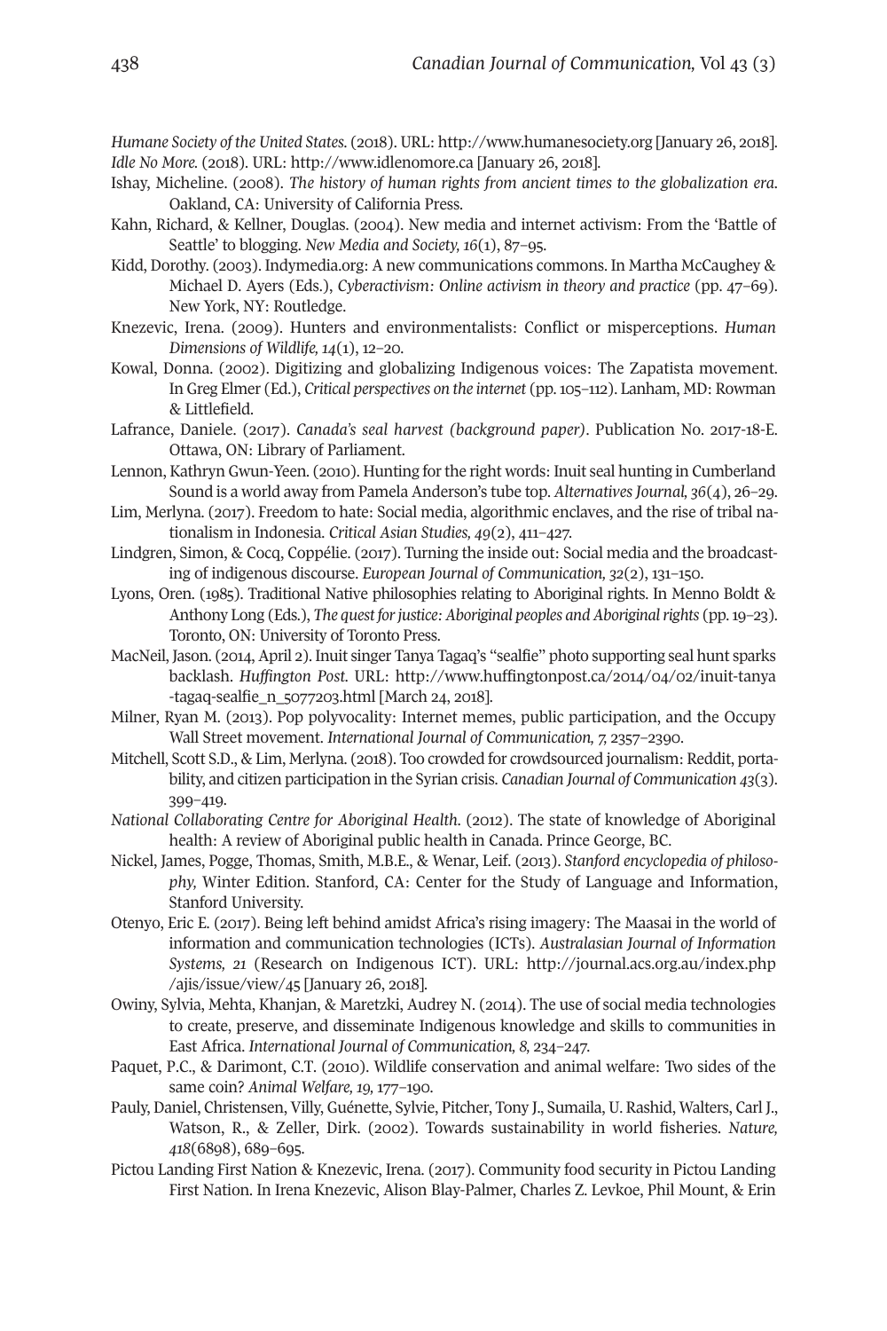*Humane Society of the United States.* (2018). URL: http://www.humanesociety.org [January 26, 2018].

*Idle No More.* (2018). URL: http://www.idlenomore.ca [January 26, 2018].

Ishay, Micheline. (2008). *The history of human rights from ancient times to the globalization era.* Oakland, CA: University of California Press.

Kahn, Richard, & Kellner, Douglas. (2004). New media and internet activism: From the 'Battle of Seattle' to blogging. *New Media and Society, 16*(1), 87–95.

Kidd, Dorothy. (2003). Indymedia.org: A new communications commons. In Martha McCaughey & Michael D. Ayers (Eds.), *Cyberactivism: Online activism in theory and practice* (pp. 47–69). New York, NY: Routledge.

Knezevic, Irena. (2009). Hunters and environmentalists: Conflict or misperceptions. *Human Dimensions of Wildlife, 14*(1), 12–20.

Kowal, Donna. (2002). Digitizing and globalizing Indigenous voices: The Zapatista movement. In Greg Elmer (Ed.), *Critical perspectives on the internet* (pp. 105–112). Lanham, MD: Rowman & Littlefield.

Lafrance, Daniele. (2017). *Canada's seal harvest (background paper)*. Publication No. 2017-18-E. Ottawa, ON: Library of Parliament.

Lennon, Kathryn Gwun-Yeen. (2010). Hunting for the right words: Inuit seal hunting in Cumberland Sound is a world away from Pamela Anderson's tube top. *Alternatives Journal, 36*(4), 26–29.

Lim, Merlyna. (2017). Freedom to hate: Social media, algorithmic enclaves, and the rise of tribal nationalism in Indonesia. *Critical Asian Studies, 49*(2), 411–427.

Lindgren, Simon, & Cocq, Coppélie. (2017). Turning the inside out: Social media and the broadcasting of indigenous discourse. *European Journal of Communication, 32*(2), 131–150.

Lyons, Oren. (1985). Traditional Native philosophies relating to Aboriginal rights. In Menno Boldt & Anthony Long (Eds.), *The quest for justice: Aboriginal peoples and Aboriginal rights* (pp. 19–23). Toronto, ON: University of Toronto Press.

MacNeil, Jason. (2014, April 2). Inuit singer Tanya Tagaq's "sealfie" photo supporting seal hunt sparks backlash. *Huffington Post.* URL: http://www.huffingtonpost.ca/2014/04/02/inuit-tanya-tagaq-sealfie_n_5077203.html [March 24, 2018].

Milner, Ryan M. (2013). Pop polyvocality: Internet memes, public participation, and the Occupy Wall Street movement. *International Journal of Communication, 7,* 2357–2390.

Mitchell, Scott S.D., & Lim, Merlyna. (2018). Too crowded for crowdsourced journalism: Reddit, portability, and citizen participation in the Syrian crisis. *Canadian Journal of Communication 43*(3). 399–419.

*National Collaborating Centre for Aboriginal Health.* (2012). The state of knowledge of Aboriginal health: A review of Aboriginal public health in Canada. Prince George, BC.

Nickel, James, Pogge, Thomas, Smith, M.B.E., & Wenar, Leif. (2013). *Stanford encyclopedia of philosophy,* Winter Edition. Stanford, CA: Center for the Study of Language and Information, Stanford University.

Otenyo, Eric E. (2017). Being left behind amidst Africa's rising imagery: The Maasai in the world of information and communication technologies (ICTs). *Australasian Journal of Information Systems, 21* (Research on Indigenous ICT). URL: http://journal.acs.org.au/index.php/ajis/issue/view/45 [January 26, 2018].

Owiny, Sylvia, Mehta, Khanjan, & Maretzki, Audrey N. (2014). The use of social media technologies to create, preserve, and disseminate Indigenous knowledge and skills to communities in East Africa. *International Journal of Communication, 8,* 234–247.

Paquet, P.C., & Darimont, C.T. (2010). Wildlife conservation and animal welfare: Two sides of the same coin? *Animal Welfare, 19,* 177–190.

Pauly, Daniel, Christensen, Villy, Guénette, Sylvie, Pitcher, Tony J., Sumaila, U. Rashid, Walters, Carl J., Watson, R., & Zeller, Dirk. (2002). Towards sustainability in world fisheries. *Nature, 418*(6898), 689–695.

Pictou Landing First Nation & Knezevic, Irena. (2017). Community food security in Pictou Landing First Nation. In Irena Knezevic, Alison Blay-Palmer, Charles Z. Levkoe, Phil Mount, & Erin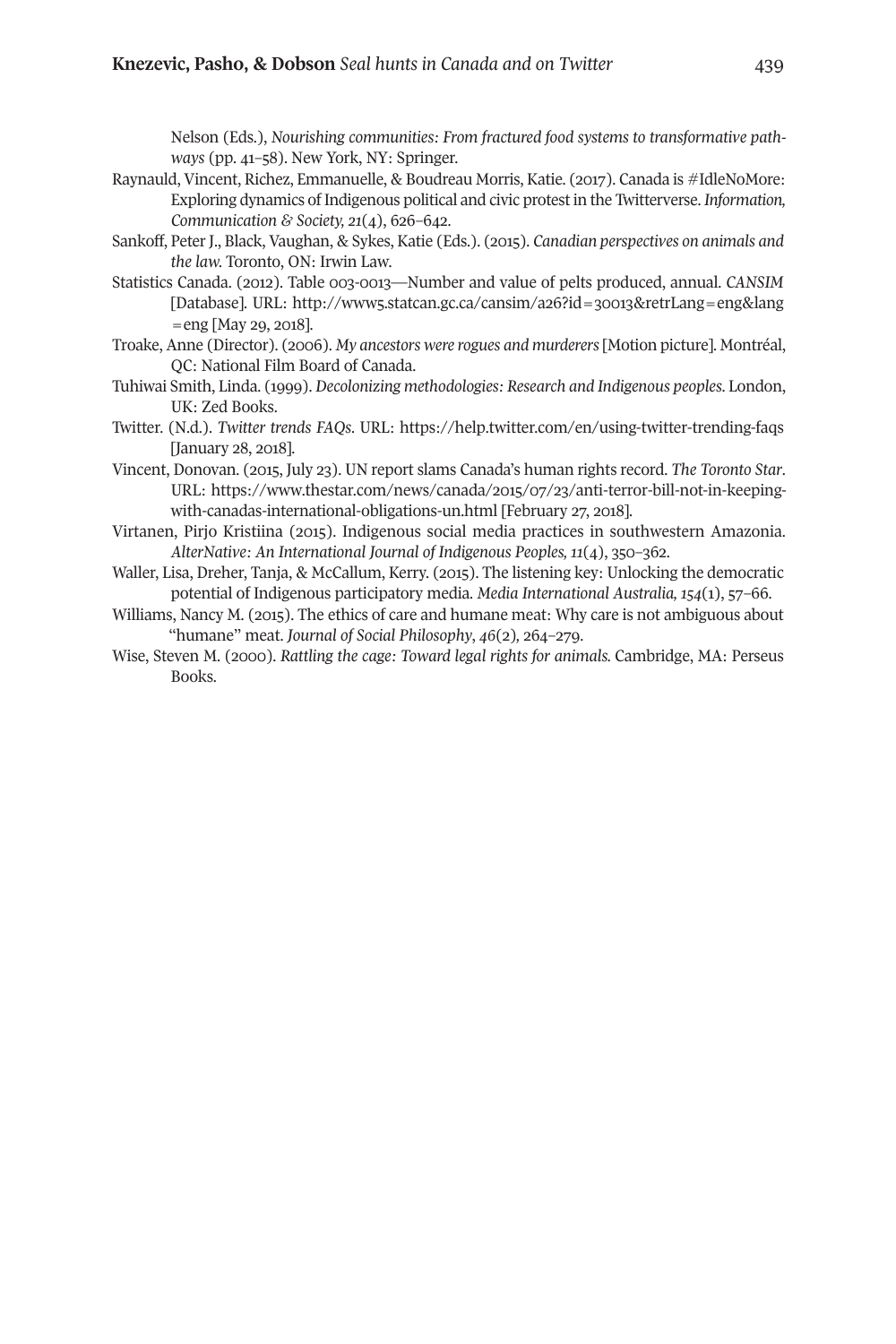Nelson (Eds.), *Nourishing communities: From fractured food systems to transformative pathways* (pp. 41–58). New York, NY: Springer.

Raynauld, Vincent, Richez, Emmanuelle, & Boudreau Morris, Katie. (2017). Canada is #IdleNoMore: Exploring dynamics of Indigenous political and civic protest in the Twitterverse. *Information, Communication & Society, 21*(4), 626–642.

Sankoff, Peter J., Black, Vaughan, & Sykes, Katie (Eds.). (2015). *Canadian perspectives on animals and the law.* Toronto, ON: Irwin Law.

Statistics Canada. (2012). Table 003-0013—Number and value of pelts produced, annual. *CANSIM* [Database]. URL: http://www5.statcan.gc.ca/cansim/a26?id=30013&retrLang=eng&lang=eng [May 29, 2018].

Troake, Anne (Director). (2006). *My ancestors were rogues and murderers* [Motion picture]. Montréal, QC: National Film Board of Canada.

Tuhiwai Smith, Linda. (1999). *Decolonizing methodologies: Research and Indigenous peoples.* London, UK: Zed Books.

Twitter. (N.d.). *Twitter trends FAQs.* URL: https://help.twitter.com/en/using-twitter-trending-faqs [January 28, 2018].

Vincent, Donovan. (2015, July 23). UN report slams Canada's human rights record. *The Toronto Star*. URL: https://www.thestar.com/news/canada/2015/07/23/anti-terror-bill-not-in-keeping-with-canadas-international-obligations-un.html [February 27, 2018].

Virtanen, Pirjo Kristiina (2015). Indigenous social media practices in southwestern Amazonia. *AlterNative: An International Journal of Indigenous Peoples, 11*(4), 350–362.

Waller, Lisa, Dreher, Tanja, & McCallum, Kerry. (2015). The listening key: Unlocking the democratic potential of Indigenous participatory media. *Media International Australia, 154*(1), 57–66.

Williams, Nancy M. (2015). The ethics of care and humane meat: Why care is not ambiguous about "humane" meat. *Journal of Social Philosophy*, *46*(2), 264–279.

Wise, Steven M. (2000). *Rattling the cage: Toward legal rights for animals.* Cambridge, MA: Perseus Books.